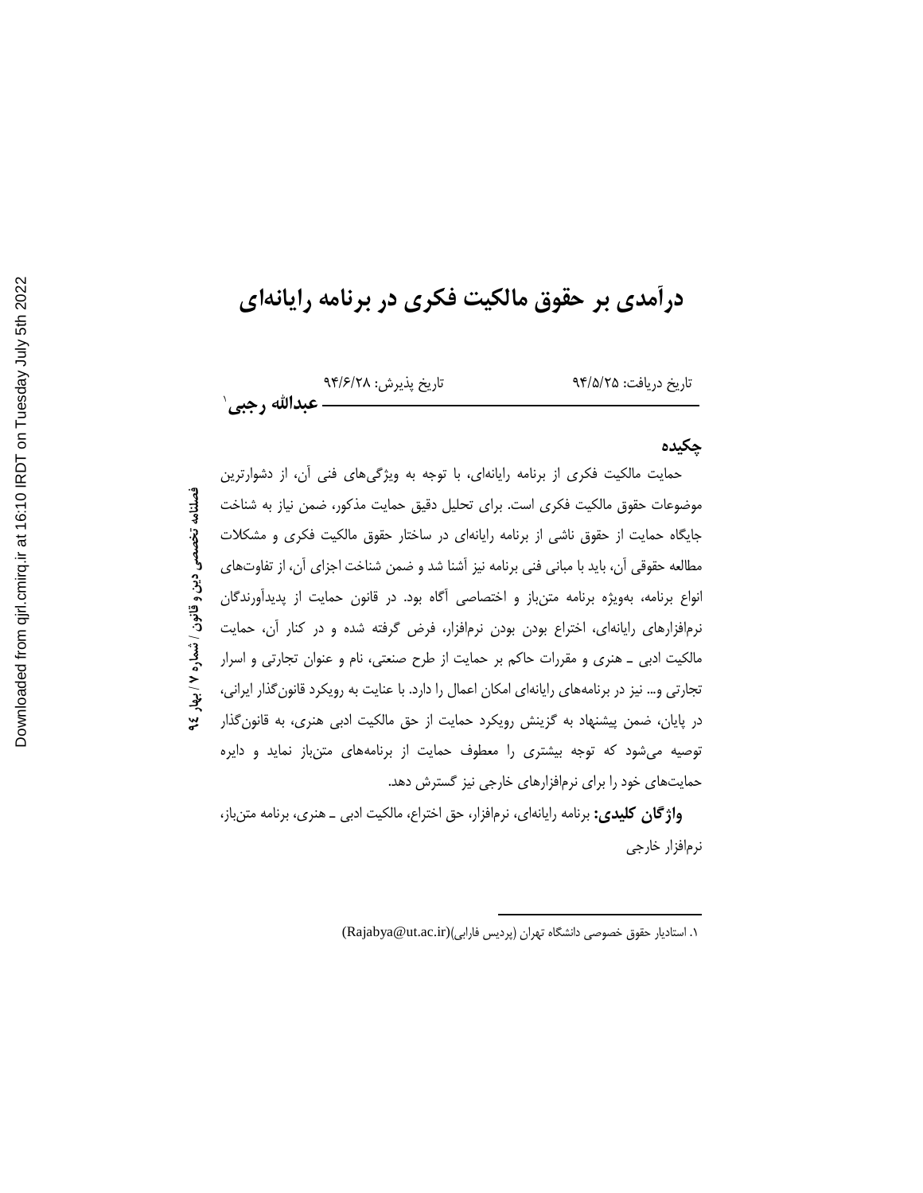# درآمدی بر حقوق مالکیت فکری در برنامه رایانه‌ای

تاریخ دریافت: ۹۴/۵/۲۵ تاریخ پذیرش: ۹۴/۶/۲۸

**عبدالله رجبی**[۱]

## چکیده

حمایت مالکیت فکری از برنامه رایانه‌ای، با توجه به ویژگی‌های فنی آن، از دشوارترین موضوعات حقوق مالکیت فکری است. برای تحلیل دقیق حمایت مذکور، ضمن نیاز به شناخت جایگاه حمایت از حقوق ناشی از برنامه رایانه‌ای در ساختار حقوق مالکیت فکری و مشکلات مطالعه حقوقی آن، باید با مبانی فنی برنامه نیز آشنا شد و ضمن شناخت اجزای آن، از تفاوت‌های انواع برنامه، به‌ویژه برنامه متن‌باز و اختصاصی آگاه بود. در قانون حمایت از پدیدآورندگان نرم‌افزارهای رایانه‌ای، اختراع بودن بودن نرم‌افزار، فرض گرفته شده و در کنار آن، حمایت مالکیت ادبی ـ هنری و مقررات حاکم بر حمایت از طرح صنعتی، نام و عنوان تجارتی و اسرار تجارتی و... نیز در برنامه‌های رایانه‌ای امکان اعمال را دارد. با عنایت به رویکرد قانون‌گذار ایرانی، در پایان، ضمن پیشنهاد به گزینش رویکرد حمایت از حق مالکیت ادبی هنری، به قانون‌گذار توصیه می‌شود که توجه بیشتری را معطوف حمایت از برنامه‌های متن‌باز نماید و دایره حمایت‌های خود را برای نرم‌افزارهای خارجی نیز گسترش دهد.

**واژگان کلیدی:** برنامه رایانه‌ای، نرم‌افزار، حق اختراع، مالکیت ادبی ـ هنری، برنامه متن‌باز، نرم‌افزار خارجی

---

۱. استادیار حقوق خصوصی دانشگاه تهران (پردیس فارابی)(Rajabya@ut.ac.ir)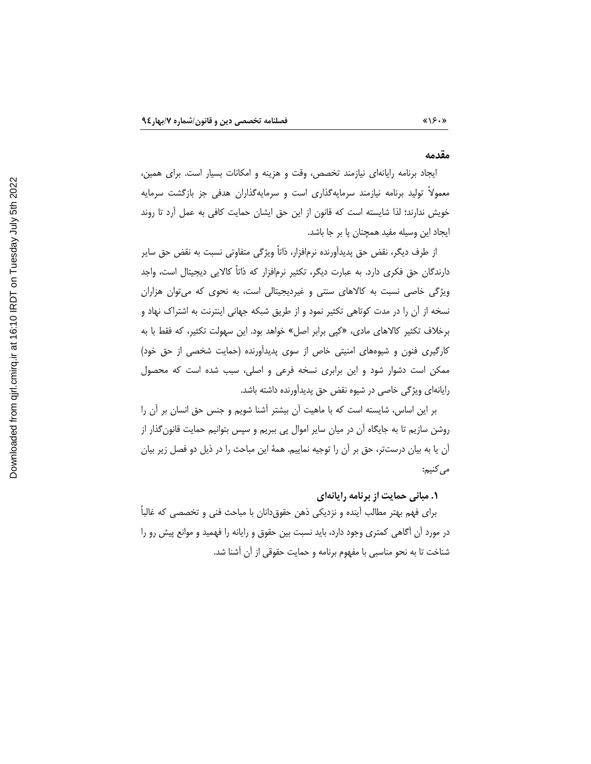## مقدمه

ایجاد برنامه رایانه‌ای نیازمند تخصص، وقت و هزینه و امکانات بسیار است. برای همین، معمولاً تولید برنامه نیازمند سرمایه‌گذاری است و سرمایه‌گذاران هدفی جز بازگشت سرمایه خویش ندارند؛ لذا شایسته است که قانون از این حق ایشان حمایت کافی به عمل آرد تا روند ایجاد این وسیله مفید همچنان پا بر جا باشد.

از طرف دیگر، نقض حق پدیدآورنده نرم‌افزار، ذاتاً ویژگی متفاوتی نسبت به نقض حق سایر دارندگان حق فکری دارد. به عبارت دیگر، تکثیر نرم‌افزار که ذاتاً کالایی دیجیتال است، واجد ویژگی خاصی نسبت به کالاهای سنتی و غیردیجیتالی است، به نحوی که می‌توان هزاران نسخه از آن را در مدت کوتاهی تکثیر نمود و از طریق شبکه جهانی اینترنت به اشتراک نهاد و برخلاف تکثیر کالاهای مادی، «کپی برابر اصل» خواهد بود. این سهولت تکثیر، که فقط با به کارگیری فنون و شیوه‌های امنیتی خاص از سوی پدیدآورنده (حمایت شخصی از حق خود) ممکن است دشوار شود و این برابری نسخه فرعی و اصلی، سبب شده است که محصول رایانه‌ای ویژگی خاصی در شیوه نقض حق پدیدآورنده داشته باشد.

بر این اساس، شایسته است که با ماهیت آن بیشتر آشنا شویم و جنس حق انسان بر آن را روشن سازیم تا به جایگاه آن در میان سایر اموال پی ببریم و سپس بتوانیم حمایت قانون‌گذار از آن یا به بیان درست‌تر، حق بر آن را توجیه نماییم. همهٔ این مباحث را در ذیل دو فصل زیر بیان می‌کنیم:

### ۱. مبانی حمایت از برنامه رایانه‌ای

برای فهم بهتر مطالب آینده و نزدیکی ذهن حقوق‌دانان با مباحث فنی و تخصصی که غالباً در مورد آن آگاهی کمتری وجود دارد، باید نسبت بین حقوق و رایانه را فهمید و موانع پیش رو را شناخت تا به نحو مناسبی با مفهوم برنامه و حمایت حقوقی از آن آشنا شد.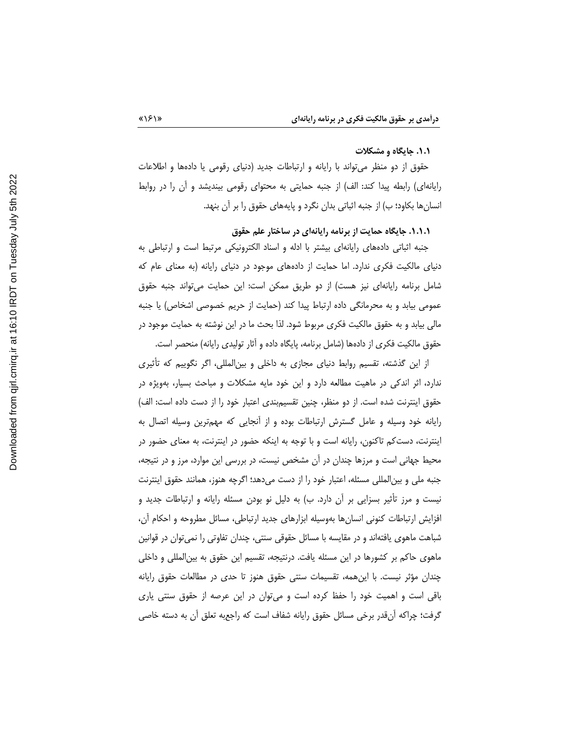### ۱.۱. جایگاه و مشکلات

حقوق از دو منظر می‌تواند با رایانه و ارتباطات جدید (دنیای رقومی یا داده‌ها و اطلاعات رایانه‌ای) رابطه پیدا کند: الف) از جنبه حمایتی به محتوای رقومی بیندیشد و آن را در روابط انسان‌ها بکاود؛ ب) از جنبه اثباتی بدان نگرد و پایه‌های حقوق را بر آن بنهد.

#### ۱.۱.۱. جایگاه حمایت از برنامه رایانه‌ای در ساختار علم حقوق

جنبه اثباتی داده‌های رایانه‌ای بیشتر با ادله و اسناد الکترونیکی مرتبط است و ارتباطی به دنیای مالکیت فکری ندارد. اما حمایت از داده‌های موجود در دنیای رایانه (به معنای عام که شامل برنامه رایانه‌ای نیز هست) از دو طریق ممکن است: این حمایت می‌تواند جنبه حقوق عمومی بیابد و به محرمانگی داده ارتباط پیدا کند (حمایت از حریم خصوصی اشخاص) یا جنبه مالی بیابد و به حقوق مالکیت فکری مربوط شود. لذا بحث ما در این نوشته به حمایت موجود در حقوق مالکیت فکری از داده‌ها (شامل برنامه، پایگاه داده و آثار تولیدی رایانه) منحصر است.

از این گذشته، تقسیم روابط دنیای مجازی به داخلی و بین‌المللی، اگر نگوییم که تأثیری ندارد، اثر اندکی در ماهیت مطالعه دارد و این خود مایه مشکلات و مباحث بسیار، به‌ویژه در حقوق اینترنت شده است. از دو منظر، چنین تقسیم‌بندی اعتبار خود را از دست داده است: الف) رایانه خود وسیله و عامل گسترش ارتباطات بوده و از آنجایی که مهم‌ترین وسیله اتصال به اینترنت، دست‌کم تاکنون، رایانه است و با توجه به اینکه حضور در اینترنت، به معنای حضور در محیط جهانی است و مرزها چندان در آن مشخص نیست، در بررسی این موارد، مرز و در نتیجه، جنبه ملی و بین‌المللی مسئله، اعتبار خود را از دست می‌دهد؛ اگرچه هنوز، همانند حقوق اینترنت نیست و مرز تأثیر بسزایی بر آن دارد. ب) به دلیل نو بودن مسئله رایانه و ارتباطات جدید و افزایش ارتباطات کنونی انسان‌ها به‌وسیله ابزارهای جدید ارتباطی، مسائل مطروحه و احکام آن، شباهت ماهوی یافته‌اند و در مقایسه با مسائل حقوقی سنتی، چندان تفاوتی را نمی‌توان در قوانین ماهوی حاکم بر کشورها در این مسئله یافت. درنتیجه، تقسیم این حقوق به بین‌المللی و داخلی چندان مؤثر نیست. با این‌همه، تقسیمات سنتی حقوق هنوز تا حدی در مطالعات حقوق رایانه باقی است و اهمیت خود را حفظ کرده است و می‌توان در این عرصه از حقوق سنتی یاری گرفت؛ چراکه آن‌قدر برخی مسائل حقوق رایانه شفاف است که راجع‌به تعلق آن به دسته خاصی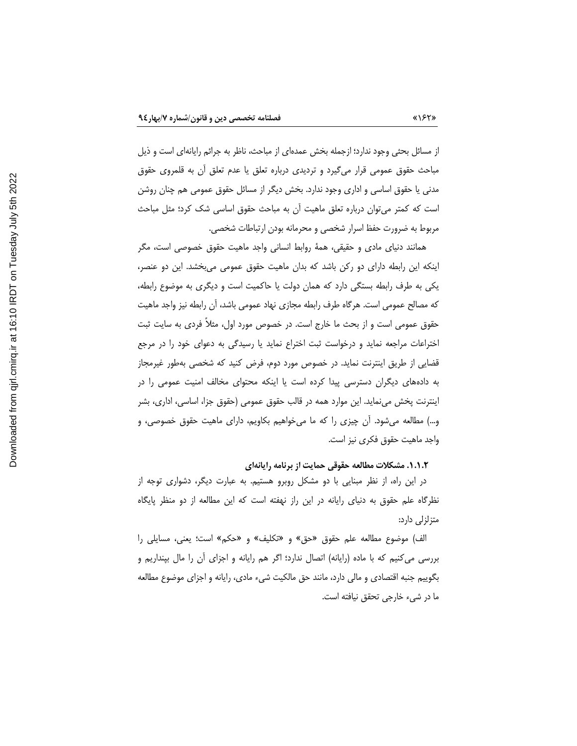از مسائل بحثی وجود ندارد؛ ازجمله بخش عمده‌ای از مباحث، ناظر به جرائم رایانه‌ای است و ذیل مباحث حقوق عمومی قرار می‌گیرد و تردیدی درباره تعلق یا عدم تعلق آن به قلمروی حقوق مدنی یا حقوق اساسی و اداری وجود ندارد. بخش دیگر از مسائل حقوق عمومی هم چنان روشن است که کمتر می‌توان درباره تعلق ماهیت آن به مباحث حقوق اساسی شک کرد؛ مثل مباحث مربوط به ضرورت حفظ اسرار شخصی و محرمانه بودن ارتباطات شخصی.

همانند دنیای مادی و حقیقی، همهٔ روابط انسانی واجد ماهیت حقوق خصوصی است، مگر اینکه این رابطه دارای دو رکن باشد که بدان ماهیت حقوق عمومی می‌بخشد. این دو عنصر، یکی به طرف رابطه بستگی دارد که همان دولت یا حاکمیت است و دیگری به موضوع رابطه، که مصالح عمومی است. هرگاه طرف رابطه مجازی نهاد عمومی باشد، آن رابطه نیز واجد ماهیت حقوق عمومی است و از بحث ما خارج است. در خصوص مورد اول، مثلاً فردی به سایت ثبت اختراعات مراجعه نماید و درخواست ثبت اختراع نماید یا رسیدگی به دعوای خود را در مرجع قضایی از طریق اینترنت نماید. در خصوص مورد دوم، فرض کنید که شخصی به‌طور غیرمجاز به داده‌های دیگران دسترسی پیدا کرده است یا اینکه محتوای مخالف امنیت عمومی را در اینترنت پخش می‌نماید. این موارد همه در قالب حقوق عمومی (حقوق جزا، اساسی، اداری، بشر و...) مطالعه می‌شود. آن چیزی را که ما می‌خواهیم بکاویم، دارای ماهیت حقوق خصوصی، و واجد ماهیت حقوق فکری نیز است.

#### ۱.۱.۲. مشکلات مطالعه حقوقی حمایت از برنامه رایانه‌ای

در این راه، از نظر مبنایی با دو مشکل روبرو هستیم. به عبارت دیگر، دشواری توجه از نظرگاه علم حقوق به دنیای رایانه در این راز نهفته است که این مطالعه از دو منظر پایگاه متزلزلی دارد:

الف) موضوع مطالعه علم حقوق «حق» و «تکلیف» و «حکم» است؛ یعنی، مسایلی را بررسی می‌کنیم که با ماده (رایانه) اتصال ندارد؛ اگر هم رایانه و اجزای آن را مال بپنداریم و بگوییم جنبه اقتصادی و مالی دارد، مانند حق مالکیت شیء مادی، رایانه و اجزای موضوع مطالعه ما در شیء خارجی تحقق نیافته است.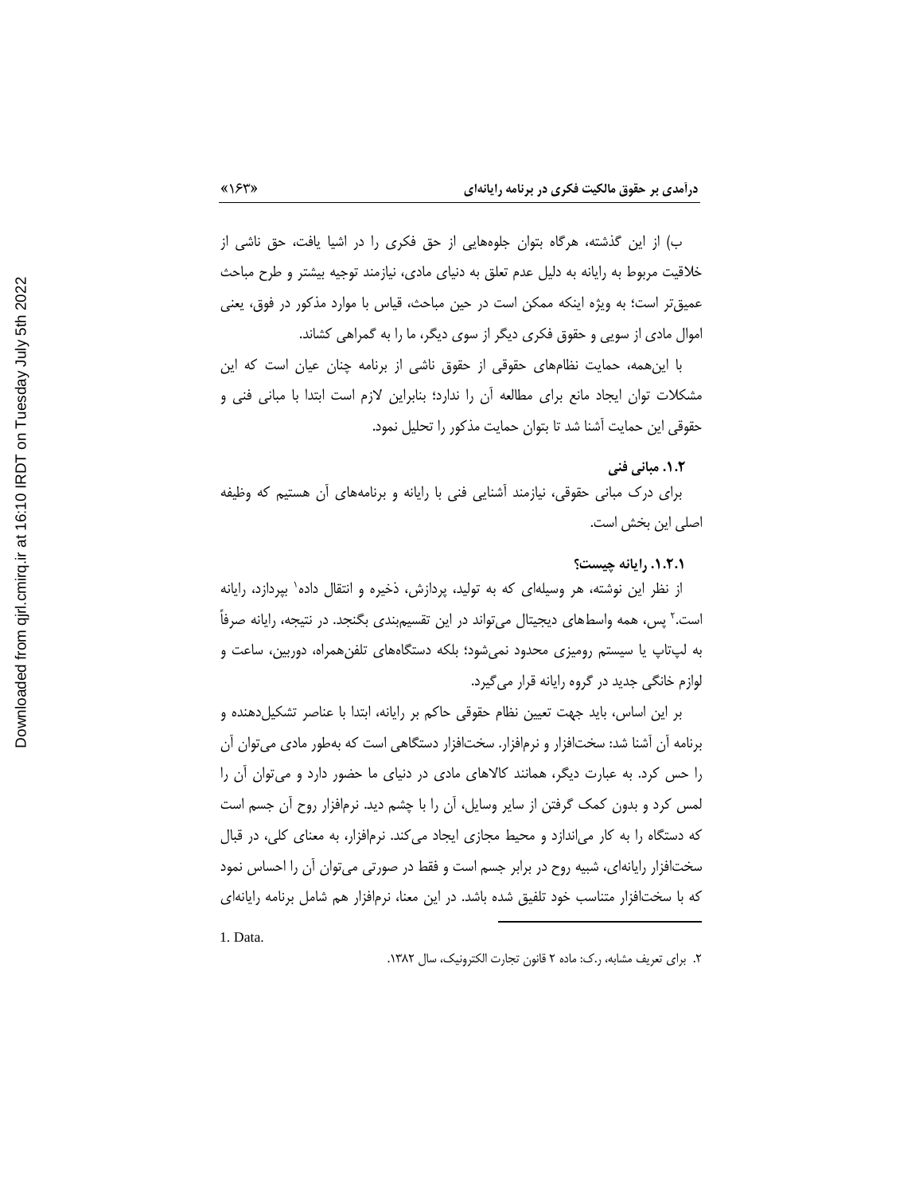ب) از این گذشته، هرگاه بتوان جلوه‌هایی از حق فکری را در اشیا یافت، حق ناشی از خلاقیت مربوط به رایانه به دلیل عدم تعلق به دنیای مادی، نیازمند توجیه بیشتر و طرح مباحث عمیق‌تر است؛ به ویژه اینکه ممکن است در حین مباحث، قیاس با موارد مذکور در فوق، یعنی اموال مادی از سویی و حقوق فکری دیگر از سوی دیگر، ما را به گمراهی کشاند.

با این‌همه، حمایت نظام‌های حقوقی از حقوق ناشی از برنامه چنان عیان است که این مشکلات توان ایجاد مانع برای مطالعه آن را ندارد؛ بنابراین لازم است ابتدا با مبانی فنی و حقوقی این حمایت آشنا شد تا بتوان حمایت مذکور را تحلیل نمود.

### ۱.۲. مبانی فنی

برای درک مبانی حقوقی، نیازمند آشنایی فنی با رایانه و برنامه‌های آن هستیم که وظیفه اصلی این بخش است.

#### ۱.۲.۱. رایانه چیست؟

از نظر این نوشته، هر وسیله‌ای که به تولید، پردازش، ذخیره و انتقال داده[1] بپردازد، رایانه است.[2] پس، همه واسطه‌های دیجیتال می‌تواند در این تقسیم‌بندی بگنجد. در نتیجه، رایانه صرفاً به لپ‌تاپ یا سیستم رومیزی محدود نمی‌شود؛ بلکه دستگاه‌های تلفن‌همراه، دوربین، ساعت و لوازم خانگی جدید در گروه رایانه قرار می‌گیرد.

بر این اساس، باید جهت تعیین نظام حقوقی حاکم بر رایانه، ابتدا با عناصر تشکیل‌دهنده و برنامه آن آشنا شد: سخت‌افزار و نرم‌افزار. سخت‌افزار دستگاهی است که به‌طور مادی می‌توان آن را حس کرد. به عبارت دیگر، همانند کالاهای مادی در دنیای ما حضور دارد و می‌توان آن را لمس کرد و بدون کمک گرفتن از سایر وسایل، آن را با چشم دید. نرم‌افزار روح آن جسم است که دستگاه را به کار می‌اندازد و محیط مجازی ایجاد می‌کند. نرم‌افزار، به معنای کلی، در قبال سخت‌افزار رایانه‌ای، شبیه روح در برابر جسم است و فقط در صورتی می‌توان آن را احساس نمود که با سخت‌افزار متناسب خود تلفیق شده باشد. در این معنا، نرم‌افزار هم شامل برنامه رایانه‌ای

---

1. Data.

۲. برای تعریف مشابه، ر.ک: ماده ۲ قانون تجارت الکترونیک، سال ۱۳۸۲.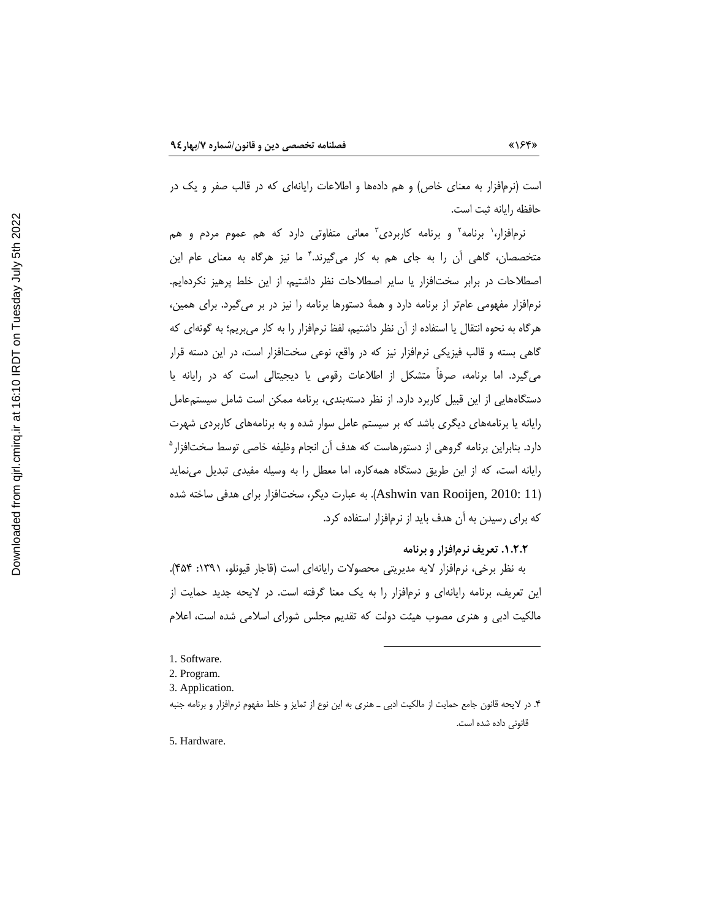است (نرم‌افزار به معنای خاص) و هم داده‌ها و اطلاعات رایانه‌ای که در قالب صفر و یک در حافظه رایانه ثبت است.

نرم‌افزار،[1] برنامه[2] و برنامه کاربردی[3] معانی متفاوتی دارد که هم عموم مردم و هم متخصصان، گاهی آن را به جای هم به کار می‌گیرند.[4] ما نیز هرگاه به معنای عام این اصطلاحات در برابر سخت‌افزار یا سایر اصطلاحات نظر داشتیم، از این خلط پرهیز نکرده‌ایم. نرم‌افزار مفهومی عام‌تر از برنامه دارد و همهٔ دستورها برنامه را نیز در بر می‌گیرد. برای همین، هرگاه به نحوه انتقال یا استفاده از آن نظر داشتیم، لفظ نرم‌افزار را به کار می‌بریم؛ به گونه‌ای که گاهی بسته و قالب فیزیکی نرم‌افزار نیز که در واقع، نوعی سخت‌افزار است، در این دسته قرار می‌گیرد. اما برنامه، صرفاً متشکل از اطلاعات رقومی یا دیجیتالی است که در رایانه یا دستگاه‌هایی از این قبیل کاربرد دارد. از نظر دسته‌بندی، برنامه ممکن است شامل سیستم‌عامل رایانه یا برنامه‌های دیگری باشد که بر سیستم عامل سوار شده و به برنامه‌های کاربردی شهرت دارد. بنابراین برنامه گروهی از دستورهاست که هدف آن انجام وظیفه خاصی توسط سخت‌افزار[5] رایانه است، که از این طریق دستگاه همه‌کاره، اما معطل را به وسیله مفیدی تبدیل می‌نماید (Ashwin van Rooijen, 2010: 11). به عبارت دیگر، سخت‌افزار برای هدفی ساخته شده که برای رسیدن به آن هدف باید از نرم‌افزار استفاده کرد.

### ۱.۲.۲. تعریف نرم‌افزار و برنامه

به نظر برخی، نرم‌افزار لایه مدیریتی محصولات رایانه‌ای است (قاجار قیونلو، ۱۳۹۱: ۴۵۴). این تعریف، برنامه رایانه‌ای و نرم‌افزار را به یک معنا گرفته است. در لایحه جدید حمایت از مالکیت ادبی و هنری مصوب هیئت دولت که تقدیم مجلس شورای اسلامی شده است، اعلام

---

1. Software.
2. Program.
3. Application.
4. در لایحه قانون جامع حمایت از مالکیت ادبی ـ هنری به این نوع از تمایز و خلط مفهوم نرم‌افزار و برنامه جنبه قانونی داده شده است.
5. Hardware.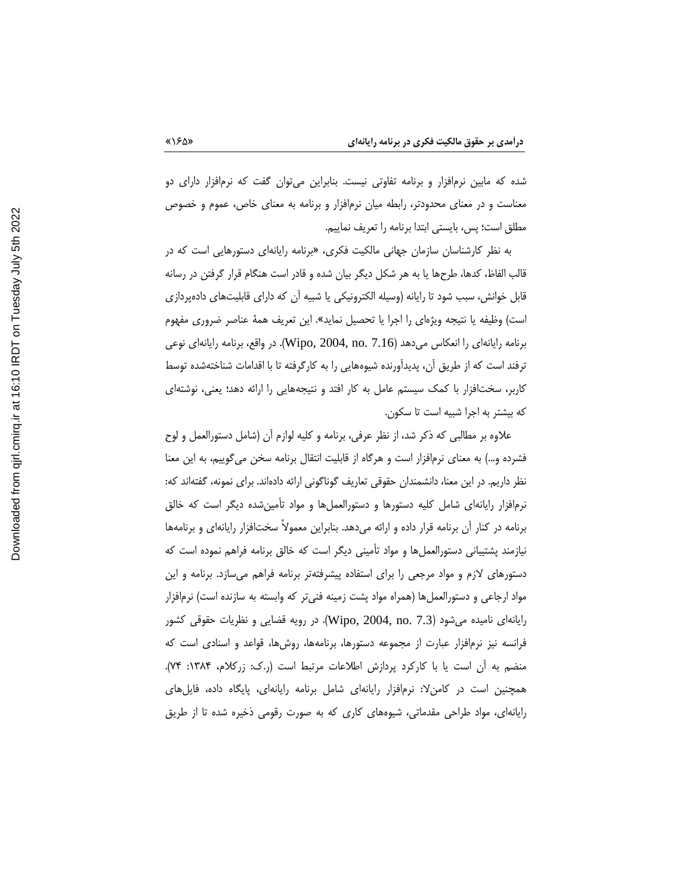شده که مابین نرم‌افزار و برنامه تفاوتی نیست. بنابراین می‌توان گفت که نرم‌افزار دارای دو معناست و در معنای محدودتر، رابطه میان نرم‌افزار و برنامه به معنای خاص، عموم و خصوص مطلق است؛ پس، بایستی ابتدا برنامه را تعریف نماییم.

به نظر کارشناسان سازمان جهانی مالکیت فکری، «برنامه رایانه‌ای دستورهایی است که در قالب الفاظ، کدها، طرح‌ها یا به هر شکل دیگر بیان شده و قادر است هنگام قرار گرفتن در رسانه قابل خوانش، سبب شود تا رایانه (وسیله الکترونیکی یا شبیه آن که دارای قابلیت‌های داده‌پردازی است) وظیفه یا نتیجه ویژه‌ای را اجرا یا تحصیل نماید». این تعریف همهٔ عناصر ضروری مفهوم برنامه رایانه‌ای را انعکاس می‌دهد (Wipo, 2004, no. 7.16). در واقع، برنامه رایانه‌ای نوعی ترفند است که از طریق آن، پدیدآورنده شیوه‌هایی را به کارگرفته تا با اقدامات شناخته‌شده توسط کاربر، سخت‌افزار با کمک سیستم عامل به کار افتد و نتیجه‌هایی را ارائه دهد؛ یعنی، نوشته‌ای که بیشتر به اجرا شبیه است تا سکون.

علاوه بر مطالبی که ذکر شد، از نظر عرفی، برنامه و کلیه لوازم آن (شامل دستورالعمل و لوح فشرده و...) به معنای نرم‌افزار است و هرگاه از قابلیت انتقال برنامه سخن می‌گوییم، به این معنا نظر داریم. در این معنا، دانشمندان حقوقی تعاریف گوناگونی ارائه داده‌اند. برای نمونه، گفته‌اند که: نرم‌افزار رایانه‌ای شامل کلیه دستورها و دستورالعمل‌ها و مواد تأمین‌شده دیگر است که خالق برنامه در کنار آن برنامه قرار داده و ارائه می‌دهد. بنابراین معمولاً سخت‌افزار رایانه‌ای و برنامه‌ها نیازمند پشتیبانی دستورالعمل‌ها و مواد تأمینی دیگر است که خالق برنامه فراهم نموده است که دستورهای لازم و مواد مرجعی را برای استفاده پیشرفته‌تر برنامه فراهم می‌سازد. برنامه و این مواد ارجاعی و دستورالعمل‌ها (همراه مواد پشت زمینه فنی‌تر که وابسته به سازنده است) نرم‌افزار رایانه‌ای نامیده می‌شود (Wipo, 2004, no. 7.3). در رویه قضایی و نظریات حقوقی کشور فرانسه نیز نرم‌افزار عبارت از مجموعه دستورها، برنامه‌ها، روش‌ها، قواعد و اسنادی است که منضم به آن است یا با کارکرد پردازش اطلاعات مرتبط است (ر.ک: زرکلام، ۱۳۸۴: ۷۴). همچنین است در کامن‌لا: نرم‌افزار رایانه‌ای شامل برنامه رایانه‌ای، پایگاه داده، فایل‌های رایانه‌ای، مواد طراحی مقدماتی، شیوه‌های کاری که به صورت رقومی ذخیره شده تا از طریق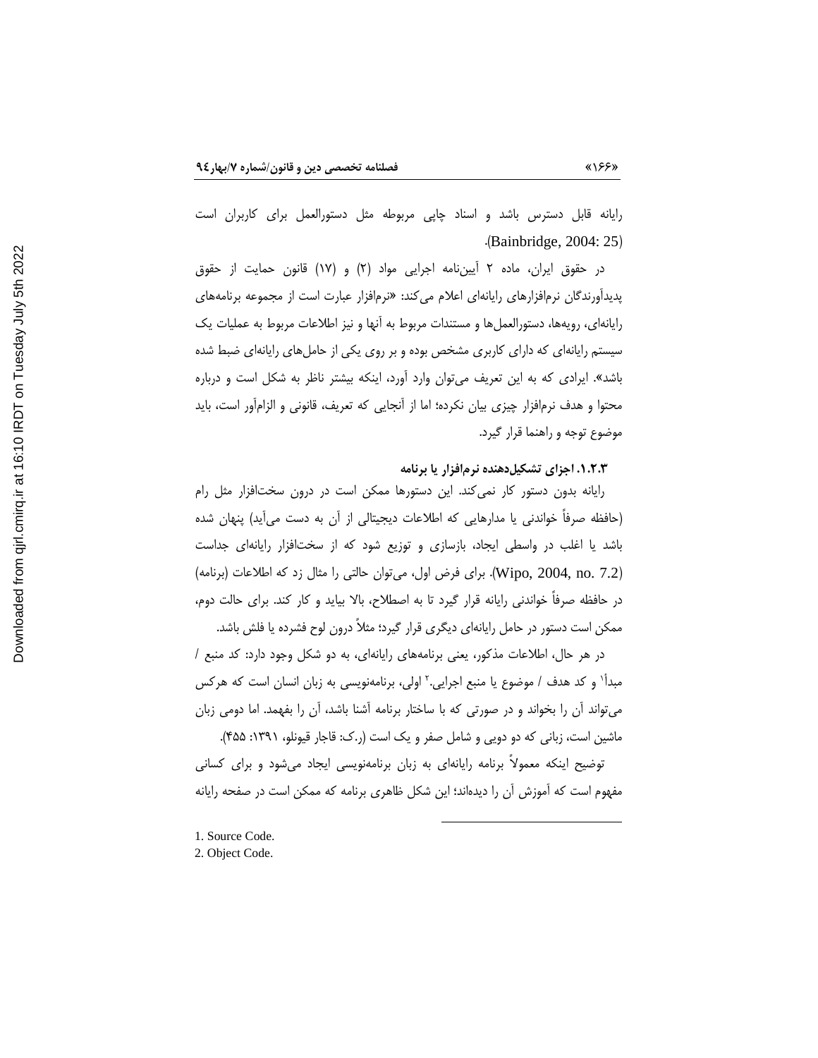رایانه قابل دسترس باشد و اسناد چاپی مربوطه مثل دستورالعمل برای کاربران است (Bainbridge, 2004: 25).

در حقوق ایران، ماده ۲ آیین‌نامه اجرایی مواد (۲) و (۱۷) قانون حمایت از حقوق پدیدآورندگان نرم‌افزارهای رایانه‌ای اعلام می‌کند: «نرم‌افزار عبارت است از مجموعه برنامه‌های رایانه‌ای، رویه‌ها، دستورالعمل‌ها و مستندات مربوط به آنها و نیز اطلاعات مربوط به عملیات یک سیستم رایانه‌ای که دارای کاربری مشخص بوده و بر روی یکی از حامل‌های رایانه‌ای ضبط شده باشد». ایرادی که به این تعریف می‌توان وارد آورد، اینکه بیشتر ناظر به شکل است و درباره محتوا و هدف نرم‌افزار چیزی بیان نکرده؛ اما از آنجایی که تعریف، قانونی و الزام‌آور است، باید موضوع توجه و راهنما قرار گیرد.

### ۱.۲.۳. اجزای تشکیل‌دهنده نرم‌افزار یا برنامه

رایانه بدون دستور کار نمی‌کند. این دستورها ممکن است در درون سخت‌افزار مثل رام (حافظه صرفاً خواندنی یا مدارهایی که اطلاعات دیجیتالی از آن به دست می‌آید) پنهان شده باشد یا اغلب در واسطی ایجاد، بازسازی و توزیع شود که از سخت‌افزار رایانه‌ای جداست (Wipo, 2004, no. 7.2). برای فرض اول، می‌توان حالتی را مثال زد که اطلاعات (برنامه) در حافظه صرفاً خواندنی رایانه قرار گیرد تا به اصطلاح، بالا بیاید و کار کند. برای حالت دوم، ممکن است دستور در حامل رایانه‌ای دیگری قرار گیرد؛ مثلاً درون لوح فشرده یا فلش باشد.

در هر حال، اطلاعات مذکور، یعنی برنامه‌های رایانه‌ای، به دو شکل وجود دارد: کد منبع / مبدأ[1] و کد هدف / موضوع یا منبع اجرایی.[2] اولی، برنامه‌نویسی به زبان انسان است که هرکس می‌تواند آن را بخواند و در صورتی که با ساختار برنامه آشنا باشد، آن را بفهمد. اما دومی زبان ماشین است، زبانی که دو دویی و شامل صفر و یک است (ر.ک: قاجار قیونلو، ۱۳۹۱: ۴۵۵).

توضیح اینکه معمولاً برنامه رایانه‌ای به زبان برنامه‌نویسی ایجاد می‌شود و برای کسانی مفهوم است که آموزش آن را دیده‌اند؛ این شکل ظاهری برنامه که ممکن است در صفحه رایانه

---

1. Source Code.
2. Object Code.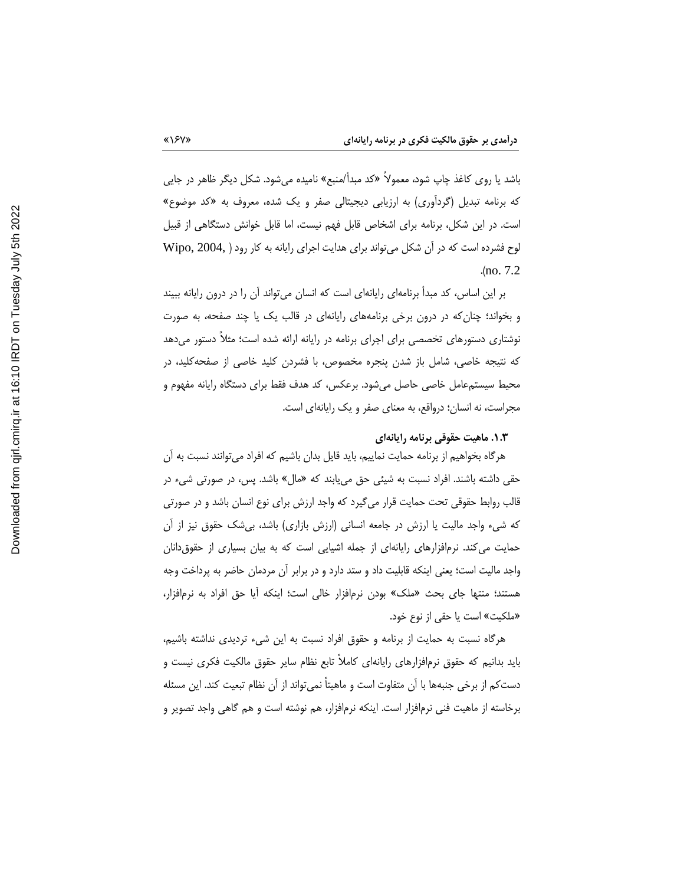باشد یا روی کاغذ چاپ شود، معمولاً «کد مبدأ/منبع» نامیده می‌شود. شکل دیگر ظاهر در جایی که برنامه تبدیل (گردآوری) به ارزیابی دیجیتالی صفر و یک شده، معروف به «کد موضوع» است. در این شکل، برنامه برای اشخاص قابل فهم نیست، اما قابل خوانش دستگاهی از قبیل لوح فشرده است که در آن شکل می‌تواند برای هدایت اجرای رایانه به کار رود (Wipo, 2004, no. 7.2).

بر این اساس، کد مبدأ برنامه‌ای رایانه‌ای است که انسان می‌تواند آن را در درون رایانه ببیند و بخواند؛ چنان‌که در درون برخی برنامه‌های رایانه‌ای در قالب یک یا چند صفحه، به صورت نوشتاری دستورهای تخصصی برای اجرای برنامه در رایانه ارائه شده است؛ مثلاً دستور می‌دهد که نتیجه خاصی، شامل باز شدن پنجره مخصوص، با فشردن کلید خاصی از صفحه‌کلید، در محیط سیستم‌عامل خاصی حاصل می‌شود. برعکس، کد هدف فقط برای دستگاه رایانه مفهوم و مجراست، نه انسان؛ درواقع، به معنای صفر و یک رایانه‌ای است.

### ۱.۳. ماهیت حقوقی برنامه رایانه‌ای

هرگاه بخواهیم از برنامه حمایت نماییم، باید قایل بدان باشیم که افراد می‌توانند نسبت به آن حقی داشته باشند. افراد نسبت به شیئی حق می‌یابند که «مال» باشد. پس، در صورتی شیء در قالب روابط حقوقی تحت حمایت قرار می‌گیرد که واجد ارزش برای نوع انسان باشد و در صورتی که شیء واجد مالیت یا ارزش در جامعه انسانی (ارزش بازاری) باشد، بی‌شک حقوق نیز از آن حمایت می‌کند. نرم‌افزارهای رایانه‌ای از جمله اشیایی است که به بیان بسیاری از حقوق‌دانان واجد مالیت است؛ یعنی اینکه قابلیت داد و ستد دارد و در برابر آن مردمان حاضر به پرداخت وجه هستند؛ منتها جای بحث «ملک» بودن نرم‌افزار خالی است؛ اینکه آیا حق افراد به نرم‌افزار، «ملکیت» است یا حقی از نوع خود.

هرگاه نسبت به حمایت از برنامه و حقوق افراد نسبت به این شیء تردیدی نداشته باشیم، باید بدانیم که حقوق نرم‌افزارهای رایانه‌ای کاملاً تابع نظام سایر حقوق مالکیت فکری نیست و دست‌کم از برخی جنبه‌ها با آن متفاوت است و ماهیتاً نمی‌تواند از آن نظام تبعیت کند. این مسئله برخاسته از ماهیت فنی نرم‌افزار است. اینکه نرم‌افزار، هم نوشته است و هم گاهی واجد تصویر و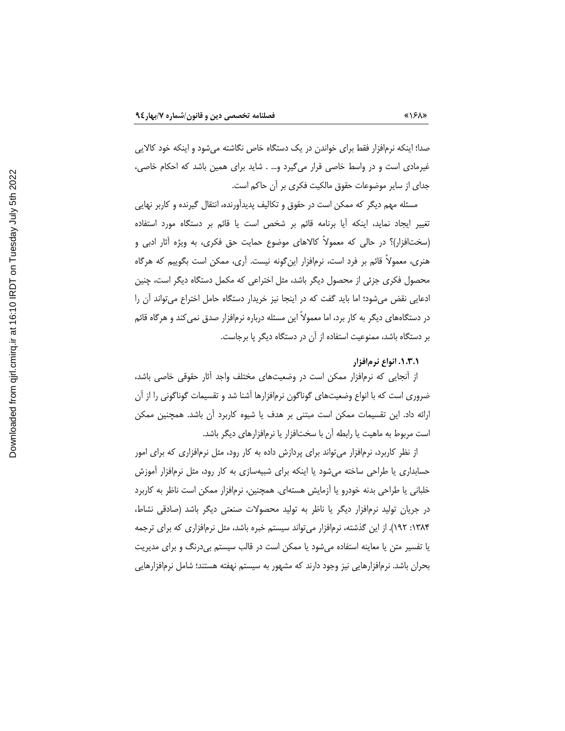صدا؛ اینکه نرم‌افزار فقط برای خواندن در یک دستگاه خاص نگاشته می‌شود و اینکه خود کالایی غیرمادی است و در واسط خاصی قرار می‌گیرد و... . شاید برای همین باشد که احکام خاصی، جدای از سایر موضوعات حقوق مالکیت فکری بر آن حاکم است.

مسئله مهم دیگر که ممکن است در حقوق و تکالیف پدیدآورنده، انتقال گیرنده و کاربر نهایی تغییر ایجاد نماید، اینکه آیا برنامه قائم بر شخص است یا قائم بر دستگاه مورد استفاده (سخت‌افزار)؟ در حالی که معمولاً کالاهای موضوع حمایت حق فکری، به ویژه آثار ادبی و هنری، معمولاً قائم بر فرد است، نرم‌افزار این‌گونه نیست. آری، ممکن است بگوییم که هرگاه محصول فکری جزئی از محصول دیگر باشد، مثل اختراعی که مکمل دستگاه دیگر است، چنین ادعایی نقض می‌شود؛ اما باید گفت که در اینجا نیز خریدار دستگاه حامل اختراع می‌تواند آن را در دستگاه‌های دیگر به کار برد، اما معمولاً این مسئله درباره نرم‌افزار صدق نمی‌کند و هرگاه قائم بر دستگاه باشد، ممنوعیت استفاده از آن در دستگاه دیگر پا برجاست.

### ۱.۳.۱. انواع نرم‌افزار

از آنجایی که نرم‌افزار ممکن است در وضعیت‌های مختلف واجد آثار حقوقی خاصی باشد، ضروری است که با انواع وضعیت‌های گوناگون نرم‌افزارها آشنا شد و تقسیمات گوناگونی را از آن ارائه داد. این تقسیمات ممکن است مبتنی بر هدف یا شیوه کاربرد آن باشد. همچنین ممکن است مربوط به ماهیت یا رابطه آن با سخت‌افزار یا نرم‌افزارهای دیگر باشد.

از نظر کاربرد، نرم‌افزار می‌تواند برای پردازش داده به کار رود، مثل نرم‌افزاری که برای امور حسابداری یا طراحی ساخته می‌شود یا اینکه برای شبیه‌سازی به کار رود، مثل نرم‌افزار آموزش خلبانی یا طراحی بدنه خودرو یا آزمایش هسته‌ای. همچنین، نرم‌افزار ممکن است ناظر به کاربرد در جریان تولید نرم‌افزار دیگر یا ناظر به تولید محصولات صنعتی دیگر باشد (صادقی نشاط، ۱۳۸۴: ۱۹۲). از این گذشته، نرم‌افزار می‌تواند سیستم خبره باشد، مثل نرم‌افزاری که برای ترجمه یا تفسیر متن یا معاینه استفاده می‌شود یا ممکن است در قالب سیستم بی‌درنگ و برای مدیریت بحران باشد. نرم‌افزارهایی نیز وجود دارند که مشهور به سیستم نهفته هستند؛ شامل نرم‌افزارهایی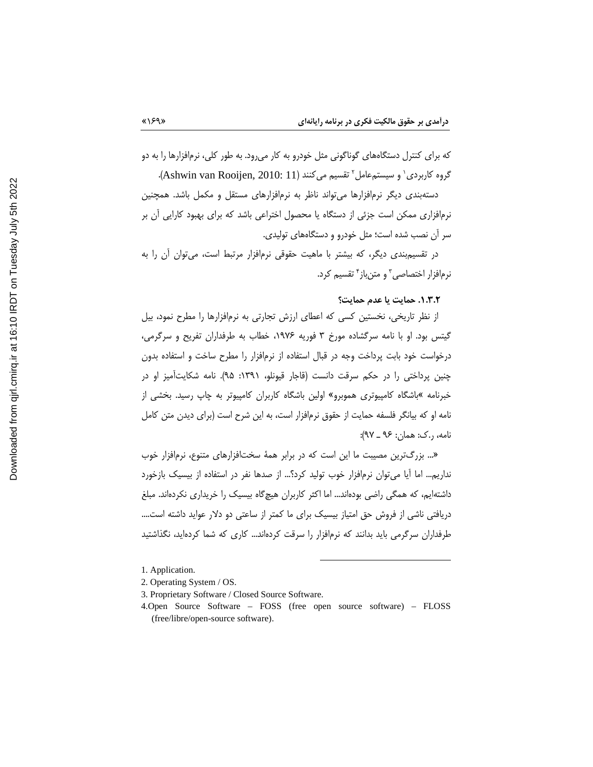که برای کنترل دستگاه‌های گوناگونی مثل خودرو به کار می‌رود. به طور کلی، نرم‌افزارها را به دو گروه کاربردی[1] و سیستم‌عامل[2] تقسیم می‌کنند (Ashwin van Rooijen, 2010: 11).

دسته‌بندی دیگر نرم‌افزارها می‌تواند ناظر به نرم‌افزارهای مستقل و مکمل باشد. همچنین نرم‌افزاری ممکن است جزئی از دستگاه یا محصول اختراعی باشد که برای بهبود کارایی آن بر سر آن نصب شده است؛ مثل خودرو و دستگاه‌های تولیدی.

در تقسیم‌بندی دیگر، که بیشتر با ماهیت حقوقی نرم‌افزار مرتبط است، می‌توان آن را به نرم‌افزار اختصاصی[3] و متن‌باز[4] تقسیم کرد.

### ۱.۳.۲. حمایت یا عدم حمایت؟

از نظر تاریخی، نخستین کسی که اعطای ارزش تجارتی به نرم‌افزارها را مطرح نمود، بیل گیتس بود. او با نامه سرگشاده مورخ ۳ فوریه ۱۹۷۶، خطاب به طرفداران تفریح و سرگرمی، درخواست خود بابت پرداخت وجه در قبال استفاده از نرم‌افزار را مطرح ساخت و استفاده بدون چنین پرداختی را در حکم سرقت دانست (قاجار قیونلو، ۱۳۹۱: ۹۵). نامه شکایت‌آمیز او در خبرنامه «باشگاه کامپیوتری هموبرو» اولین باشگاه کاربران کامپیوتر به چاپ رسید. بخشی از نامه او که بیانگر فلسفه حمایت از حقوق نرم‌افزار است، به این شرح است (برای دیدن متن کامل نامه، ر.ک: همان: ۹۶ ـ ۹۷):

«... بزرگ‌ترین مصیبت ما این است که در برابر همهٔ سخت‌افزارهای متنوع، نرم‌افزار خوب نداریم... اما آیا می‌توان نرم‌افزار خوب تولید کرد؟... از صدها نفر در استفاده از بیسیک بازخورد داشته‌ایم، که همگی راضی بوده‌اند... اما اکثر کاربران هیچ‌گاه بیسیک را خریداری نکرده‌اند. مبلغ دریافتی ناشی از فروش حق امتیاز بیسیک برای ما کمتر از ساعتی دو دلار عواید داشته است.... طرفداران سرگرمی باید بدانند که نرم‌افزار را سرقت کرده‌اند... کاری که شما کرده‌اید، نگذاشتید

---

1. Application.
2. Operating System / OS.
3. Proprietary Software / Closed Source Software.
4. Open Source Software – FOSS (free open source software) – FLOSS (free/libre/open-source software).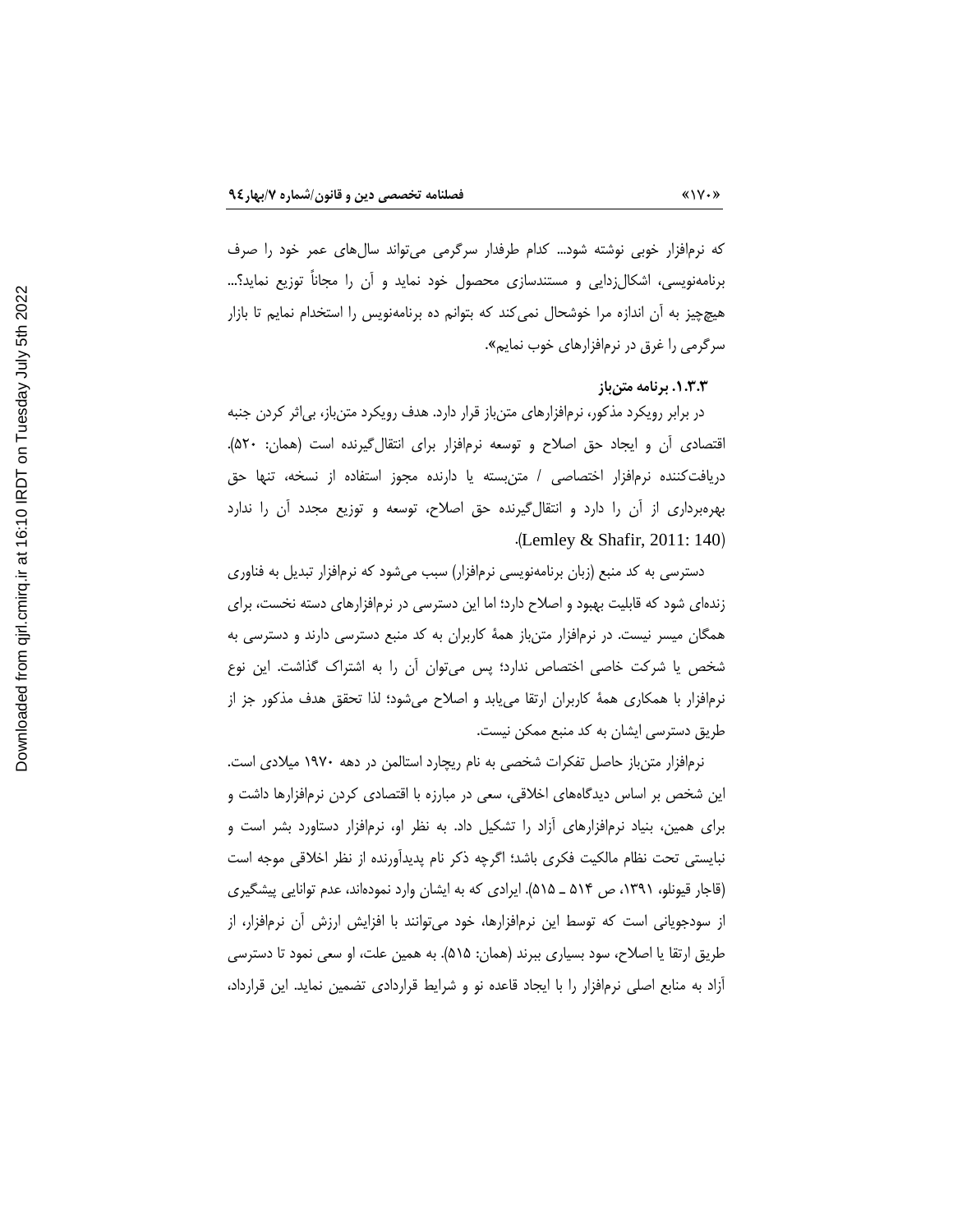که نرم‌افزار خوبی نوشته شود... کدام طرفدار سرگرمی می‌تواند سال‌های عمر خود را صرف برنامه‌نویسی، اشکال‌زدایی و مستندسازی محصول خود نماید و آن را مجاناً توزیع نماید؟... هیچ‌چیز به آن اندازه مرا خوشحال نمی‌کند که بتوانم ده برنامه‌نویس را استخدام نمایم تا بازار سرگرمی را غرق در نرم‌افزارهای خوب نمایم».

### ۱.۳.۳. برنامه متن‌باز

در برابر رویکرد مذکور، نرم‌افزارهای متن‌باز قرار دارد. هدف رویکرد متن‌باز، بی‌اثر کردن جنبه اقتصادی آن و ایجاد حق اصلاح و توسعه نرم‌افزار برای انتقال‌گیرنده است (همان: ۵۲۰). دریافت‌کننده نرم‌افزار اختصاصی / متن‌بسته یا دارنده مجوز استفاده از نسخه، تنها حق بهره‌برداری از آن را دارد و انتقال‌گیرنده حق اصلاح، توسعه و توزیع مجدد آن را ندارد (Lemley & Shafir, 2011: 140).

دسترسی به کد منبع (زبان برنامه‌نویسی نرم‌افزار) سبب می‌شود که نرم‌افزار تبدیل به فناوری زنده‌ای شود که قابلیت بهبود و اصلاح دارد؛ اما این دسترسی در نرم‌افزارهای دسته نخست، برای همگان میسر نیست. در نرم‌افزار متن‌باز همهٔ کاربران به کد منبع دسترسی دارند و دسترسی به شخص یا شرکت خاصی اختصاص ندارد؛ پس می‌توان آن را به اشتراک گذاشت. این نوع نرم‌افزار با همکاری همهٔ کاربران ارتقا می‌یابد و اصلاح می‌شود؛ لذا تحقق هدف مذکور جز از طریق دسترسی ایشان به کد منبع ممکن نیست.

نرم‌افزار متن‌باز حاصل تفکرات شخصی به نام ریچارد استالمن در دهه ۱۹۷۰ میلادی است. این شخص بر اساس دیدگاه‌های اخلاقی، سعی در مبارزه با اقتصادی کردن نرم‌افزارها داشت و برای همین، بنیاد نرم‌افزارهای آزاد را تشکیل داد. به نظر او، نرم‌افزار دستاورد بشر است و نبایستی تحت نظام مالکیت فکری باشد؛ اگرچه ذکر نام پدیدآورنده از نظر اخلاقی موجه است (قاجار قیونلو، ۱۳۹۱، ص ۵۱۴ ـ ۵۱۵). ایرادی که به ایشان وارد نموده‌اند، عدم توانایی پیشگیری از سودجویانی است که توسط این نرم‌افزارها، خود می‌توانند با افزایش ارزش آن نرم‌افزار، از طریق ارتقا یا اصلاح، سود بسیاری ببرند (همان: ۵۱۵). به همین علت، او سعی نمود تا دسترسی آزاد به منابع اصلی نرم‌افزار را با ایجاد قاعده نو و شرایط قراردادی تضمین نماید. این قرارداد،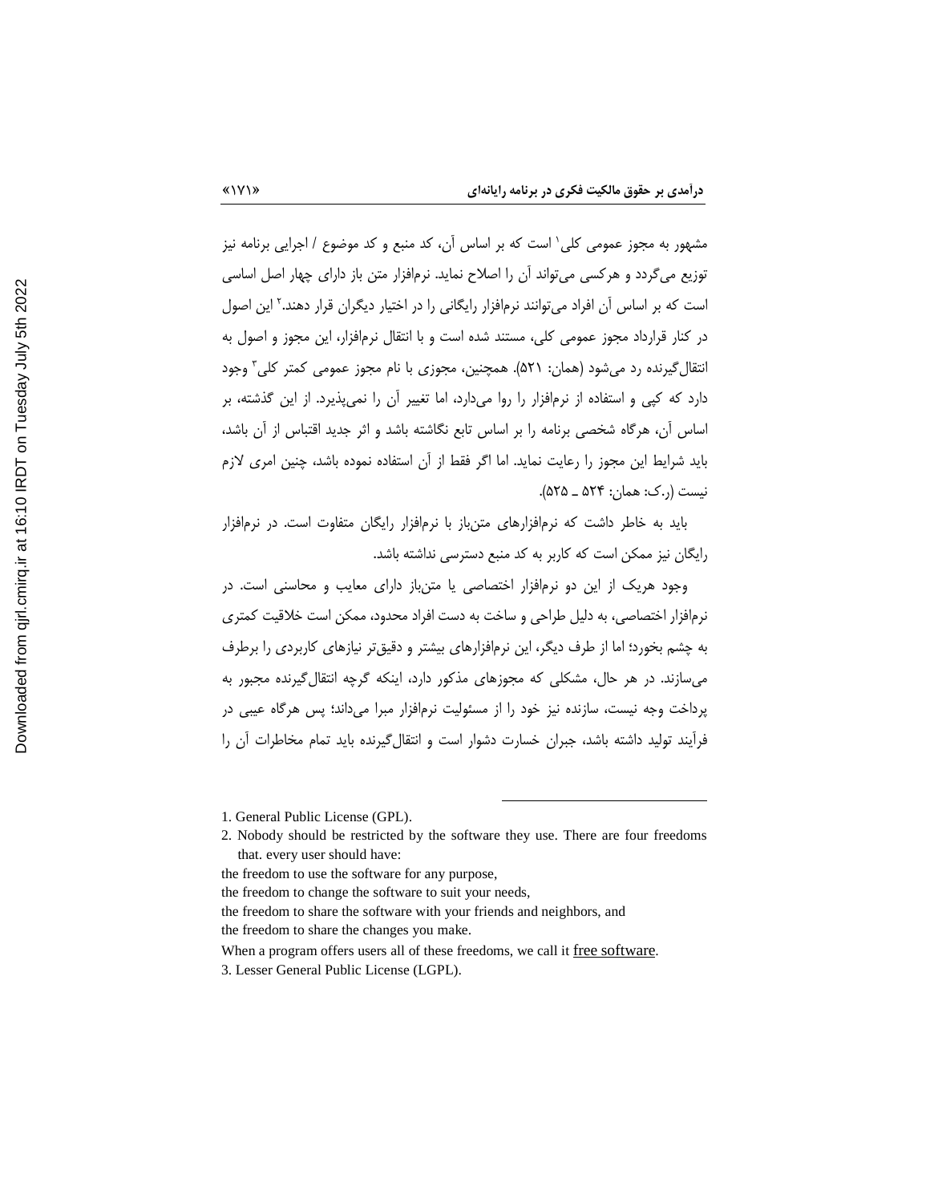مشهور به مجوز عمومی کلی[1] است که بر اساس آن، کد منبع و کد موضوع / اجرایی برنامه نیز توزیع می‌گردد و هرکسی می‌تواند آن را اصلاح نماید. نرم‌افزار متن باز دارای چهار اصل اساسی است که بر اساس آن افراد می‌توانند نرم‌افزار رایگانی را در اختیار دیگران قرار دهند.[2] این اصول در کنار قرارداد مجوز عمومی کلی، مستند شده است و با انتقال نرم‌افزار، این مجوز و اصول به انتقال‌گیرنده رد می‌شود (همان: ۵۲۱). همچنین، مجوزی با نام مجوز عمومی کمتر کلی[3] وجود دارد که کپی و استفاده از نرم‌افزار را روا می‌دارد، اما تغییر آن را نمی‌پذیرد. از این گذشته، بر اساس آن، هرگاه شخصی برنامه را بر اساس تابع نگاشته باشد و اثر جدید اقتباس از آن باشد، باید شرایط این مجوز را رعایت نماید. اما اگر فقط از آن استفاده نموده باشد، چنین امری لازم نیست (ر.ک: همان: ۵۲۴ ـ ۵۲۵).

باید به خاطر داشت که نرم‌افزارهای متن‌باز با نرم‌افزار رایگان متفاوت است. در نرم‌افزار رایگان نیز ممکن است که کاربر به کد منبع دسترسی نداشته باشد.

وجود هریک از این دو نرم‌افزار اختصاصی یا متن‌باز دارای معایب و محاسنی است. در نرم‌افزار اختصاصی، به دلیل طراحی و ساخت به دست افراد محدود، ممکن است خلاقیت کمتری به چشم بخورد؛ اما از طرف دیگر، این نرم‌افزارهای بیشتر و دقیق‌تر نیازهای کاربردی را برطرف می‌سازند. در هر حال، مشکلی که مجوزهای مذکور دارد، اینکه گرچه انتقال‌گیرنده مجبور به پرداخت وجه نیست، سازنده نیز خود را از مسئولیت نرم‌افزار مبرا می‌داند؛ پس هرگاه عیبی در فرآیند تولید داشته باشد، جبران خسارت دشوار است و انتقال‌گیرنده باید تمام مخاطرات آن را

---

1. General Public License (GPL).
2. Nobody should be restricted by the software they use. There are four freedoms that. every user should have:
the freedom to use the software for any purpose,
the freedom to change the software to suit your needs,
the freedom to share the software with your friends and neighbors, and
the freedom to share the changes you make.
When a program offers users all of these freedoms, we call it free software.
3. Lesser General Public License (LGPL).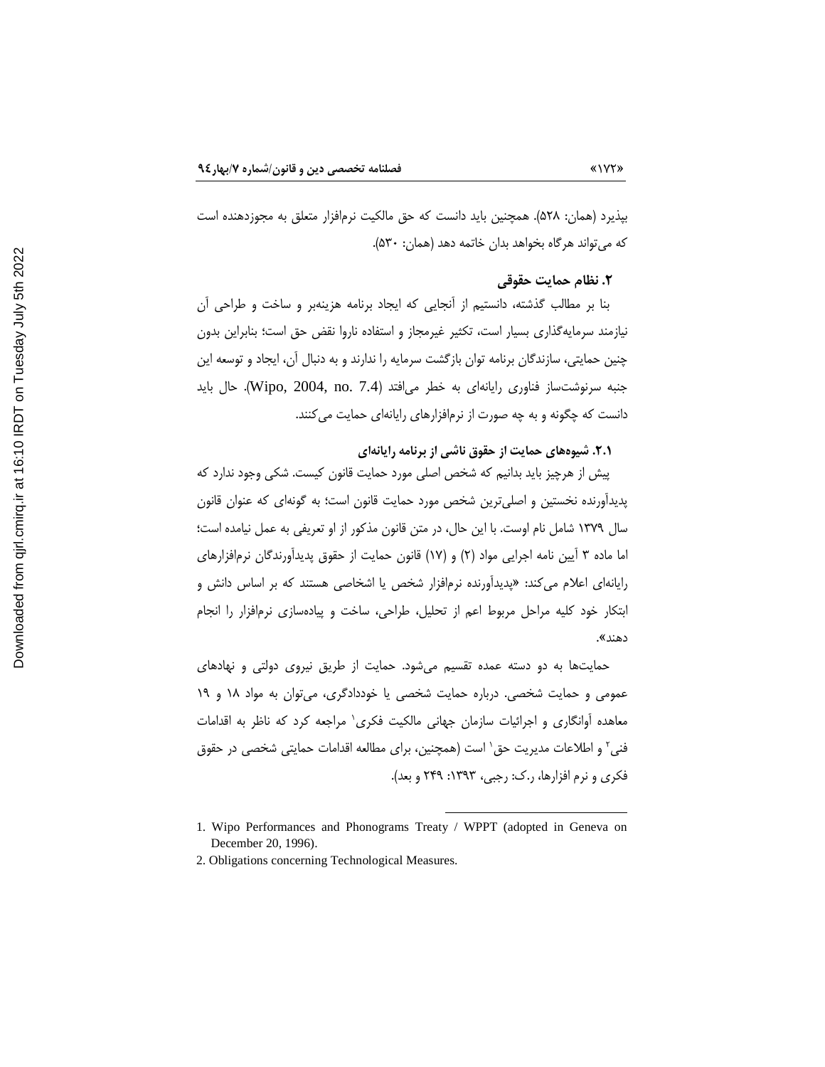بپذیرد (همان: ۵۲۸). همچنین باید دانست که حق مالکیت نرم‌افزار متعلق به مجوزدهنده است که می‌تواند هرگاه بخواهد بدان خاتمه دهد (همان: ۵۳۰).

### ۲. نظام حمایت حقوقی

بنا بر مطالب گذشته، دانستیم از آنجایی که ایجاد برنامه هزینه‌بر و ساخت و طراحی آن نیازمند سرمایه‌گذاری بسیار است، تکثیر غیرمجاز و استفاده ناروا نقض حق است؛ بنابراین بدون چنین حمایتی، سازندگان برنامه توان بازگشت سرمایه را ندارند و به دنبال آن، ایجاد و توسعه این جنبه سرنوشت‌ساز فناوری رایانه‌ای به خطر می‌افتد (Wipo, 2004, no. 7.4). حال باید دانست که چگونه و به چه صورت از نرم‌افزارهای رایانه‌ای حمایت می‌کنند.

#### ۲.۱. شیوه‌های حمایت از حقوق ناشی از برنامه رایانه‌ای

پیش از هرچیز باید بدانیم که شخص اصلی مورد حمایت قانون کیست. شکی وجود ندارد که پدیدآورنده نخستین و اصلی‌ترین شخص مورد حمایت قانون است؛ به گونه‌ای که عنوان قانون سال ۱۳۷۹ شامل نام اوست. با این حال، در متن قانون مذکور از او تعریفی به عمل نیامده است؛ اما ماده ۳ آیین نامه اجرایی مواد (۲) و (۱۷) قانون حمایت از حقوق پدیدآورندگان نرم‌افزارهای رایانه‌ای اعلام می‌کند: «پدیدآورنده نرم‌افزار شخص یا اشخاصی هستند که بر اساس دانش و ابتکار خود کلیه مراحل مربوط اعم از تحلیل، طراحی، ساخت و پیاده‌سازی نرم‌افزار را انجام دهند».

حمایت‌ها به دو دسته عمده تقسیم می‌شود. حمایت از طریق نیروی دولتی و نهادهای عمومی و حمایت شخصی. درباره حمایت شخصی یا خوددادگری، می‌توان به مواد ۱۸ و ۱۹ معاهده آوانگاری و اجرائیات سازمان جهانی مالکیت فکری[1] مراجعه کرد که ناظر به اقدامات فنی[2] و اطلاعات مدیریت حق[1] است (همچنین، برای مطالعه اقدامات حمایتی شخصی در حقوق فکری و نرم افزارها، ر.ک: رجبی، ۱۳۹۳: ۲۴۹ و بعد).

---

1. Wipo Performances and Phonograms Treaty / WPPT (adopted in Geneva on December 20, 1996).
2. Obligations concerning Technological Measures.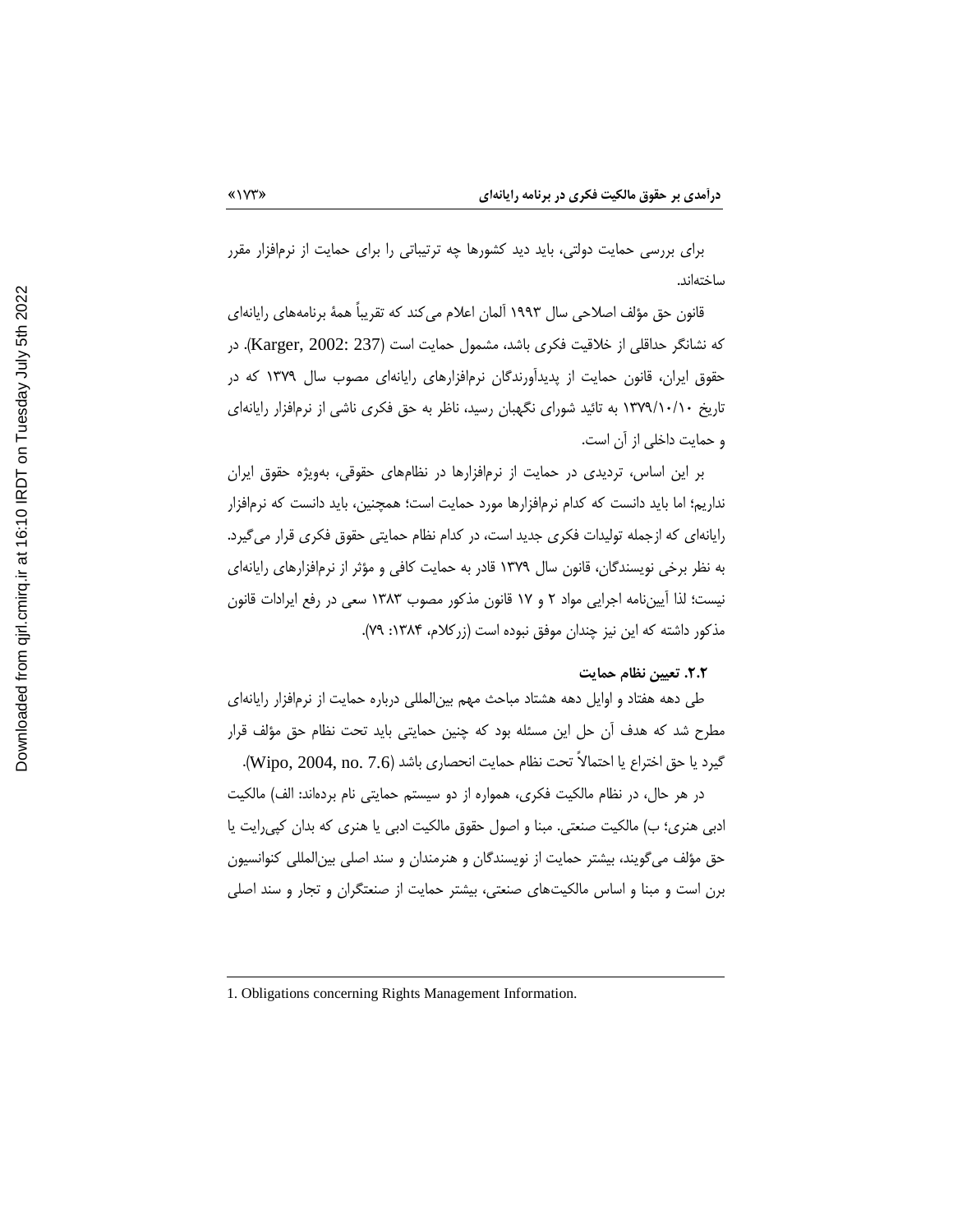برای بررسی حمایت دولتی، باید دید کشورها چه ترتیباتی را برای حمایت از نرم‌افزار مقرر ساخته‌اند.

قانون حق مؤلف اصلاحی سال ۱۹۹۳ آلمان اعلام می‌کند که تقریباً همهٔ برنامه‌های رایانه‌ای که نشانگر حداقلی از خلاقیت فکری باشد، مشمول حمایت است (Karger, 2002: 237). در حقوق ایران، قانون حمایت از پدیدآورندگان نرم‌افزارهای رایانه‌ای مصوب سال ۱۳۷۹ که در تاریخ ۱۳۷۹/۱۰/۱۰ به تائید شورای نگهبان رسید، ناظر به حق فکری ناشی از نرم‌افزار رایانه‌ای و حمایت داخلی از آن است.

بر این اساس، تردیدی در حمایت از نرم‌افزارها در نظام‌های حقوقی، به‌ویژه حقوق ایران نداریم؛ اما باید دانست که کدام نرم‌افزارها مورد حمایت است؛ همچنین، باید دانست که نرم‌افزار رایانه‌ای که ازجمله تولیدات فکری جدید است، در کدام نظام حمایتی حقوق فکری قرار می‌گیرد. به نظر برخی نویسندگان، قانون سال ۱۳۷۹ قادر به حمایت کافی و مؤثر از نرم‌افزارهای رایانه‌ای نیست؛ لذا آیین‌نامه اجرایی مواد ۲ و ۱۷ قانون مذکور مصوب ۱۳۸۳ سعی در رفع ایرادات قانون مذکور داشته که این نیز چندان موفق نبوده است (زرکلام، ۱۳۸۴: ۷۹).

### ۲.۲. تعیین نظام حمایت

طی دهه هفتاد و اوایل دهه هشتاد مباحث مهم بین‌المللی درباره حمایت از نرم‌افزار رایانه‌ای مطرح شد که هدف آن حل این مسئله بود که چنین حمایتی باید تحت نظام حق مؤلف قرار گیرد یا حق اختراع یا احتمالاً تحت نظام حمایت انحصاری باشد (Wipo, 2004, no. 7.6).

در هر حال، در نظام مالکیت فکری، همواره از دو سیستم حمایتی نام برده‌اند: الف) مالکیت ادبی هنری؛ ب) مالکیت صنعتی. مبنا و اصول حقوق مالکیت ادبی یا هنری که بدان کپی‌رایت یا حق مؤلف می‌گویند، بیشتر حمایت از نویسندگان و هنرمندان و سند اصلی بین‌المللی کنوانسیون برن است و مبنا و اساس مالکیت‌های صنعتی، بیشتر حمایت از صنعتگران و تجار و سند اصلی

---

1. Obligations concerning Rights Management Information.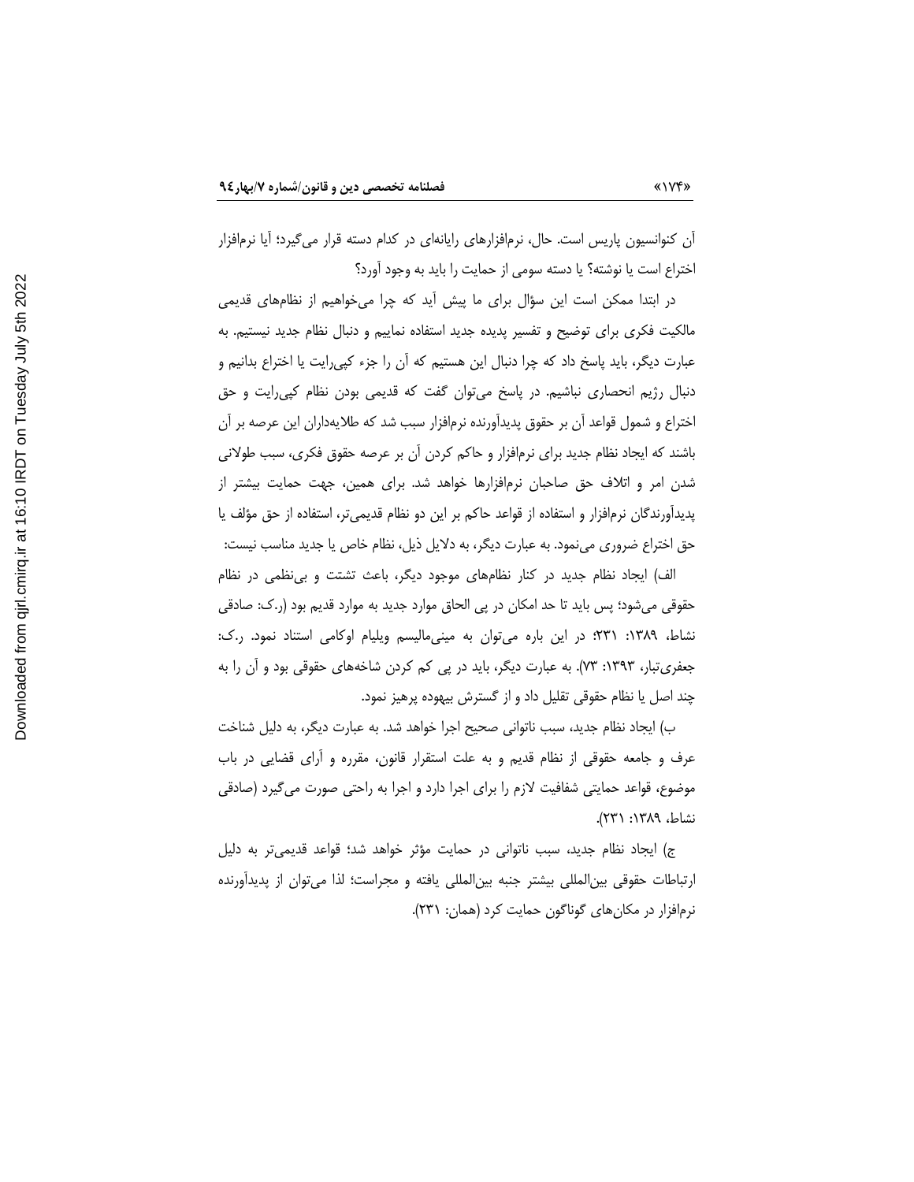آن کنوانسیون پاریس است. حال، نرم‌افزارهای رایانه‌ای در کدام دسته قرار می‌گیرد؛ آیا نرم‌افزار اختراع است یا نوشته؟ یا دسته سومی از حمایت را باید به وجود آورد؟

در ابتدا ممکن است این سؤال برای ما پیش آید که چرا می‌خواهیم از نظام‌های قدیمی مالکیت فکری برای توضیح و تفسیر پدیده جدید استفاده نماییم و دنبال نظام جدید نیستیم. به عبارت دیگر، باید پاسخ داد که چرا دنبال این هستیم که آن را جزء کپی‌رایت یا اختراع بدانیم و دنبال رژیم انحصاری نباشیم. در پاسخ می‌توان گفت که قدیمی بودن نظام کپی‌رایت و حق اختراع و شمول قواعد آن بر حقوق پدیدآورنده نرم‌افزار سبب شد که طلایه‌داران این عرصه بر آن باشند که ایجاد نظام جدید برای نرم‌افزار و حاکم کردن آن بر عرصه حقوق فکری، سبب طولانی شدن امر و اتلاف حق صاحبان نرم‌افزارها خواهد شد. برای همین، جهت حمایت بیشتر از پدیدآورندگان نرم‌افزار و استفاده از قواعد حاکم بر این دو نظام قدیمی‌تر، استفاده از حق مؤلف یا حق اختراع ضروری می‌نمود. به عبارت دیگر، به دلایل ذیل، نظام خاص یا جدید مناسب نیست:

الف) ایجاد نظام جدید در کنار نظام‌های موجود دیگر، باعث تشتت و بی‌نظمی در نظام حقوقی می‌شود؛ پس باید تا حد امکان در پی الحاق موارد جدید به موارد قدیم بود (ر.ک: صادقی نشاط، ۱۳۸۹: ۲۳۱؛ در این باره می‌توان به مینی‌مالیسم ویلیام اوکامی استناد نمود. ر.ک: جعفری‌تبار، ۱۳۹۳: ۷۳). به عبارت دیگر، باید در پی کم کردن شاخه‌های حقوقی بود و آن را به چند اصل یا نظام حقوقی تقلیل داد و از گسترش بیهوده پرهیز نمود.

ب) ایجاد نظام جدید، سبب ناتوانی صحیح اجرا خواهد شد. به عبارت دیگر، به دلیل شناخت عرف و جامعه حقوقی از نظام قدیم و به علت استقرار قانون، مقرره و آرای قضایی در باب موضوع، قواعد حمایتی شفافیت لازم را برای اجرا دارد و اجرا به راحتی صورت می‌گیرد (صادقی نشاط، ۱۳۸۹: ۲۳۱).

ج) ایجاد نظام جدید، سبب ناتوانی در حمایت مؤثر خواهد شد؛ قواعد قدیمی‌تر به دلیل ارتباطات حقوقی بین‌المللی بیشتر جنبه بین‌المللی یافته و مجراست؛ لذا می‌توان از پدیدآورنده نرم‌افزار در مکان‌های گوناگون حمایت کرد (همان: ۲۳۱).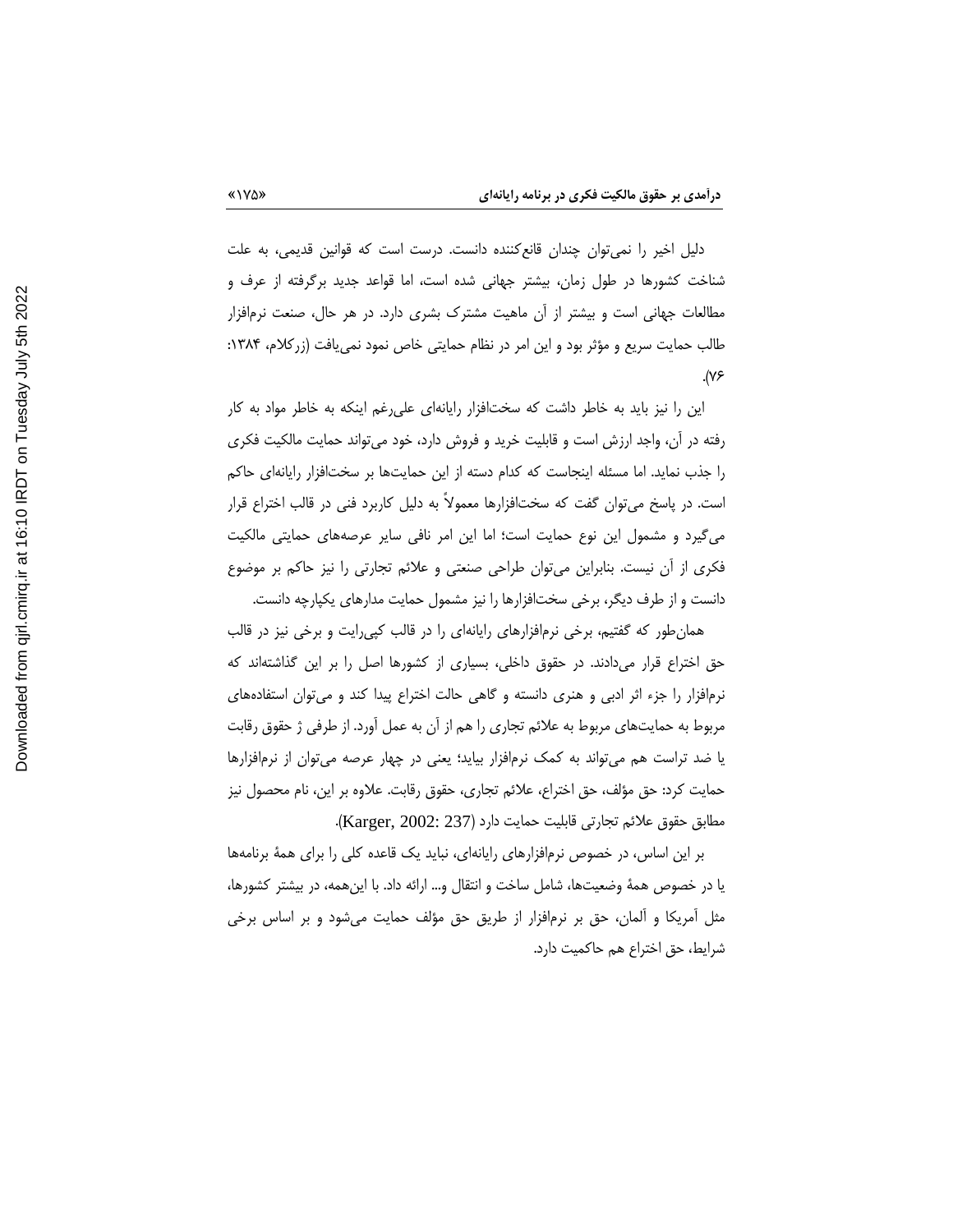دلیل اخیر را نمی‌توان چندان قانع‌کننده دانست. درست است که قوانین قدیمی، به علت شناخت کشورها در طول زمان، بیشتر جهانی شده است، اما قواعد جدید برگرفته از عرف و مطالعات جهانی است و بیشتر از آن ماهیت مشترک بشری دارد. در هر حال، صنعت نرم‌افزار طالب حمایت سریع و مؤثر بود و این امر در نظام حمایتی خاص نمود نمی‌یافت (زرکلام، ۱۳۸۴: ۷۶).

این را نیز باید به خاطر داشت که سخت‌افزار رایانه‌ای علی‌رغم اینکه به خاطر مواد به کار رفته در آن، واجد ارزش است و قابلیت خرید و فروش دارد، خود می‌تواند حمایت مالکیت فکری را جذب نماید. اما مسئله اینجاست که کدام دسته از این حمایت‌ها بر سخت‌افزار رایانه‌ای حاکم است. در پاسخ می‌توان گفت که سخت‌افزارها معمولاً به دلیل کاربرد فنی در قالب اختراع قرار می‌گیرد و مشمول این نوع حمایت است؛ اما این امر نافی سایر عرصه‌های حمایتی مالکیت فکری از آن نیست. بنابراین می‌توان طراحی صنعتی و علائم تجارتی را نیز حاکم بر موضوع دانست و از طرف دیگر، برخی سخت‌افزارها را نیز مشمول حمایت مدارهای یکپارچه دانست.

همان‌طور که گفتیم، برخی نرم‌افزارهای رایانه‌ای را در قالب کپی‌رایت و برخی نیز در قالب حق اختراع قرار می‌دادند. در حقوق داخلی، بسیاری از کشورها اصل را بر این گذاشته‌اند که نرم‌افزار را جزء اثر ادبی و هنری دانسته و گاهی حالت اختراع پیدا کند و می‌توان استفاده‌های مربوط به حمایت‌های مربوط به علائم تجاری را هم از آن به عمل آورد. از طرفی ژ حقوق رقابت یا ضد تراست هم می‌تواند به کمک نرم‌افزار بیاید؛ یعنی در چهار عرصه می‌توان از نرم‌افزارها حمایت کرد: حق مؤلف، حق اختراع، علائم تجاری، حقوق رقابت. علاوه بر این، نام محصول نیز مطابق حقوق علائم تجارتی قابلیت حمایت دارد (Karger, 2002: 237).

بر این اساس، در خصوص نرم‌افزارهای رایانه‌ای، نباید یک قاعده کلی را برای همهٔ برنامه‌ها یا در خصوص همهٔ وضعیت‌ها، شامل ساخت و انتقال و... ارائه داد. با این‌همه، در بیشتر کشورها، مثل آمریکا و آلمان، حق بر نرم‌افزار از طریق حق مؤلف حمایت می‌شود و بر اساس برخی شرایط، حق اختراع هم حاکمیت دارد.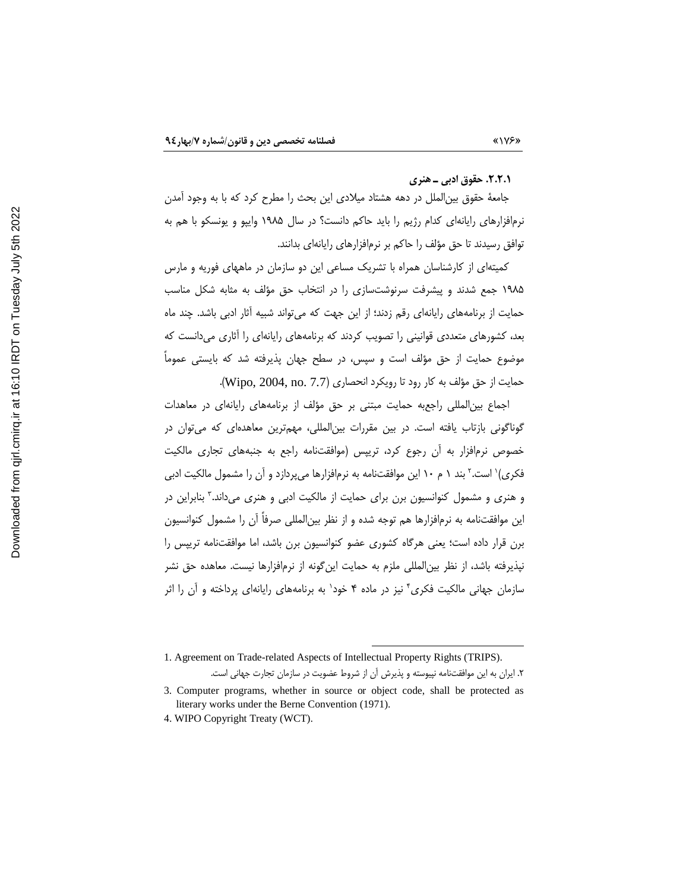### ۲.۲.۱. حقوق ادبی ـ هنری

جامعهٔ حقوق بین‌الملل در دهه هشتاد میلادی این بحث را مطرح کرد که با به وجود آمدن نرم‌افزارهای رایانه‌ای کدام رژیم را باید حاکم دانست؟ در سال ۱۹۸۵ وایپو و یونسکو با هم به توافق رسیدند تا حق مؤلف را حاکم بر نرم‌افزارهای رایانه‌ای بدانند.

کمیته‌ای از کارشناسان همراه با تشریک مساعی این دو سازمان در ماههای فوریه و مارس ۱۹۸۵ جمع شدند و پیشرفت سرنوشت‌سازی را در انتخاب حق مؤلف به مثابه شکل مناسب حمایت از برنامه‌های رایانه‌ای رقم زدند؛ از این جهت که می‌تواند شبیه آثار ادبی باشد. چند ماه بعد، کشورهای متعددی قوانینی را تصویب کردند که برنامه‌های رایانه‌ای را آثاری می‌دانست که موضوع حمایت از حق مؤلف است و سپس، در سطح جهان پذیرفته شد که بایستی عموماً حمایت از حق مؤلف به کار رود تا رویکرد انحصاری (Wipo, 2004, no. 7.7).

اجماع بین‌المللی راجع‌به حمایت مبتنی بر حق مؤلف از برنامه‌های رایانه‌ای در معاهدات گوناگونی بازتاب یافته است. در بین مقررات بین‌المللی، مهم‌ترین معاهده‌ای که می‌توان در خصوص نرم‌افزار به آن رجوع کرد، تریپس (موافقت‌نامه راجع به جنبه‌های تجاری مالکیت فکری)[1] است.[2] بند ۱ م ۱۰ این موافقت‌نامه به نرم‌افزارها می‌پردازد و آن را مشمول مالکیت ادبی و هنری و مشمول کنوانسیون برن برای حمایت از مالکیت ادبی و هنری می‌داند.[3] بنابراین در این موافقت‌نامه به نرم‌افزارها هم توجه شده و از نظر بین‌المللی صرفاً آن را مشمول کنوانسیون برن قرار داده است؛ یعنی هرگاه کشوری عضو کنوانسیون برن باشد، اما موافقت‌نامه تریپس را نپذیرفته باشد، از نظر بین‌المللی ملزم به حمایت این‌گونه از نرم‌افزارها نیست. معاهده حق نشر سازمان جهانی مالکیت فکری[4] نیز در ماده ۴ خود[1] به برنامه‌های رایانه‌ای پرداخته و آن را اثر

---

1. Agreement on Trade-related Aspects of Intellectual Property Rights (TRIPS).

۲. ایران به این موافقت‌نامه نپیوسته و پذیرش آن از شروط عضویت در سازمان تجارت جهانی است.

3. Computer programs, whether in source or object code, shall be protected as literary works under the Berne Convention (1971).

4. WIPO Copyright Treaty (WCT).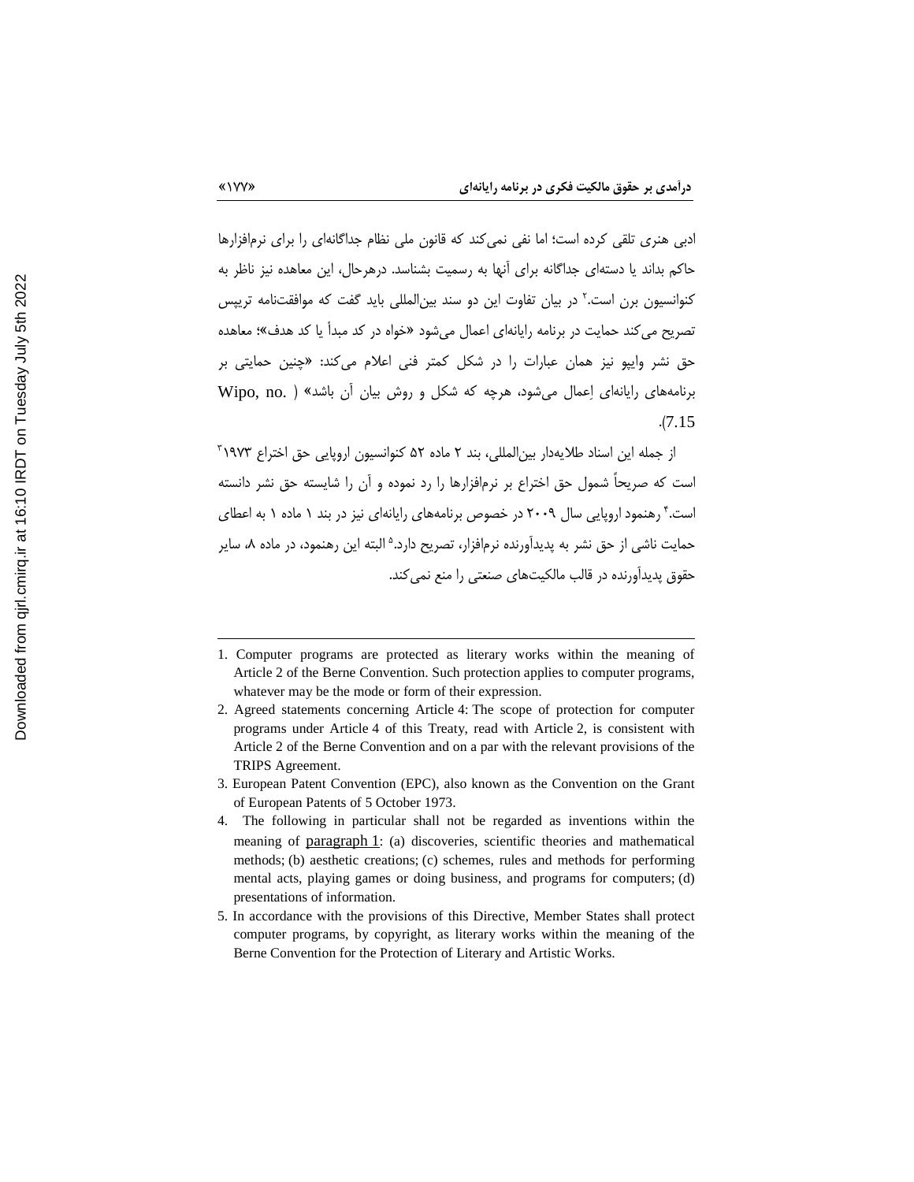ادبی هنری تلقی کرده است؛ اما نفی نمی‌کند که قانون ملی نظام جداگانه‌ای را برای نرم‌افزارها حاکم بداند یا دسته‌ای جداگانه برای آنها به رسمیت بشناسد. درهرحال، این معاهده نیز ناظر به کنوانسیون برن است.[2] در بیان تفاوت این دو سند بین‌المللی باید گفت که موافقت‌نامه تریپس تصریح می‌کند حمایت در برنامه رایانه‌ای اعمال می‌شود «خواه در کد مبدأ یا کد هدف»؛ معاهده حق نشر وایپو نیز همان عبارات را در شکل کمتر فنی اعلام می‌کند: «چنین حمایتی بر برنامه‌های رایانه‌ای اِعمال می‌شود، هرچه که شکل و روش بیان آن باشد» (Wipo, no. 7.15).

از جمله این اسناد طلایه‌دار بین‌المللی، بند ۲ ماده ۵۲ کنوانسیون اروپایی حق اختراع ۱۹۷۳[3] است که صریحاً شمول حق اختراع بر نرم‌افزارها را رد نموده و آن را شایسته حق نشر دانسته است.[4] رهنمود اروپایی سال ۲۰۰۹ در خصوص برنامه‌های رایانه‌ای نیز در بند ۱ ماده ۱ به اعطای حمایت ناشی از حق نشر به پدیدآورنده نرم‌افزار، تصریح دارد.[5] البته این رهنمود، در ماده ۸، سایر حقوق پدیدآورنده در قالب مالکیت‌های صنعتی را منع نمی‌کند.

---

1. Computer programs are protected as literary works within the meaning of Article 2 of the Berne Convention. Such protection applies to computer programs, whatever may be the mode or form of their expression.
2. Agreed statements concerning Article 4: The scope of protection for computer programs under Article 4 of this Treaty, read with Article 2, is consistent with Article 2 of the Berne Convention and on a par with the relevant provisions of the TRIPS Agreement.
3. European Patent Convention (EPC), also known as the Convention on the Grant of European Patents of 5 October 1973.
4. The following in particular shall not be regarded as inventions within the meaning of paragraph 1: (a) discoveries, scientific theories and mathematical methods; (b) aesthetic creations; (c) schemes, rules and methods for performing mental acts, playing games or doing business, and programs for computers; (d) presentations of information.
5. In accordance with the provisions of this Directive, Member States shall protect computer programs, by copyright, as literary works within the meaning of the Berne Convention for the Protection of Literary and Artistic Works.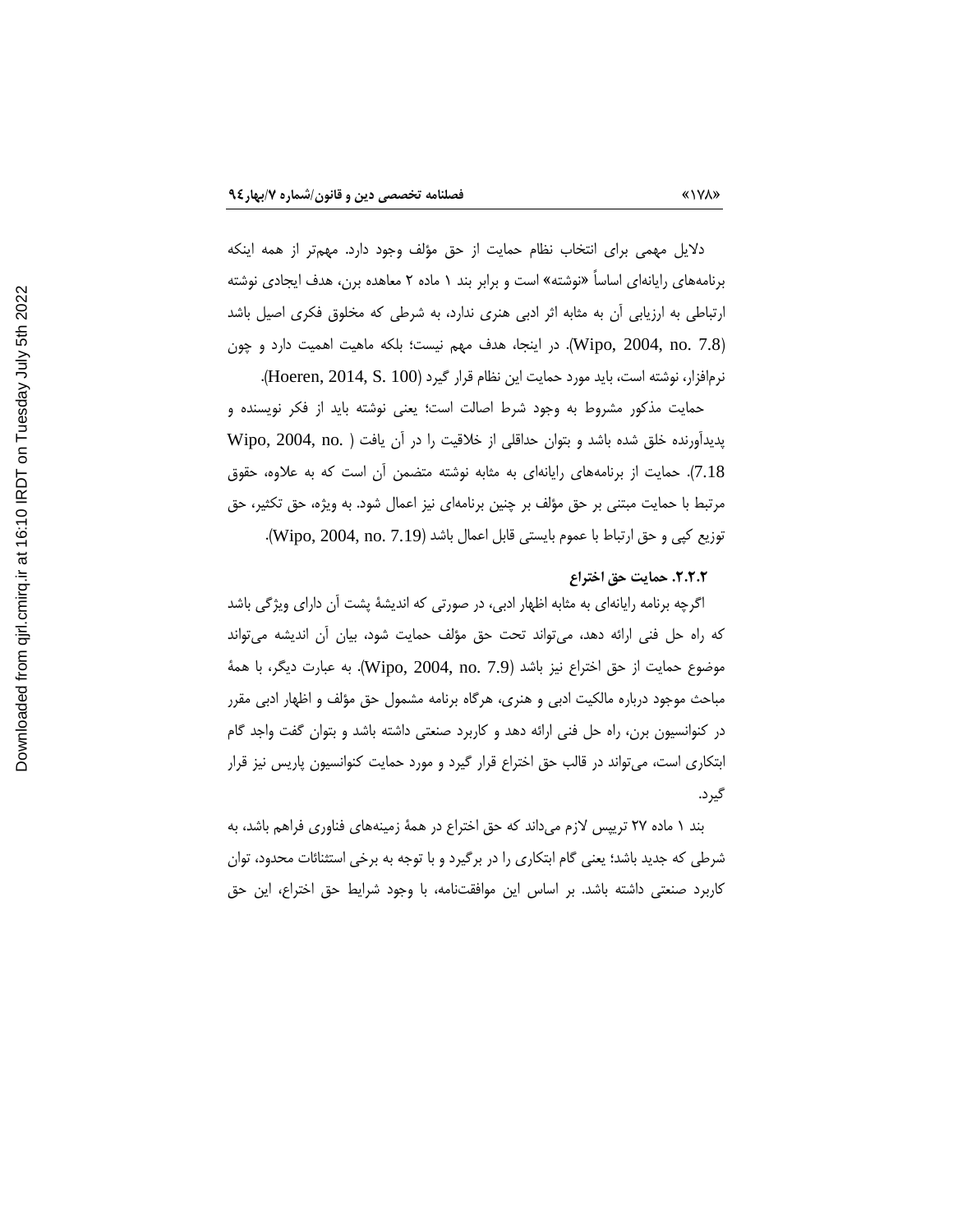دلایل مهمی برای انتخاب نظام حمایت از حق مؤلف وجود دارد. مهم‌تر از همه اینکه برنامه‌های رایانه‌ای اساساً «نوشته» است و برابر بند ۱ ماده ۲ معاهده برن، هدف ایجادی نوشته ارتباطی به ارزیابی آن به مثابه اثر ادبی هنری ندارد، به شرطی که مخلوق فکری اصیل باشد (Wipo, 2004, no. 7.8). در اینجا، هدف مهم نیست؛ بلکه ماهیت اهمیت دارد و چون نرم‌افزار، نوشته است، باید مورد حمایت این نظام قرار گیرد (Hoeren, 2014, S. 100).

حمایت مذکور مشروط به وجود شرط اصالت است؛ یعنی نوشته باید از فکر نویسنده و پدیدآورنده خلق شده باشد و بتوان حداقلی از خلاقیت را در آن یافت (Wipo, 2004, no. 7.18). حمایت از برنامه‌های رایانه‌ای به مثابه نوشته متضمن آن است که به علاوه، حقوق مرتبط با حمایت مبتنی بر حق مؤلف بر چنین برنامه‌ای نیز اعمال شود. به ویژه، حق تکثیر، حق توزیع کپی و حق ارتباط با عموم بایستی قابل اعمال باشد (Wipo, 2004, no. 7.19).

### ۲.۲.۲. حمایت حق اختراع

اگرچه برنامه رایانه‌ای به مثابه اظهار ادبی، در صورتی که اندیشهٔ پشت آن دارای ویژگی باشد که راه حل فنی ارائه دهد، می‌تواند تحت حق مؤلف حمایت شود، بیان آن اندیشه می‌تواند موضوع حمایت از حق اختراع نیز باشد (Wipo, 2004, no. 7.9). به عبارت دیگر، با همهٔ مباحث موجود درباره مالکیت ادبی و هنری، هرگاه برنامه مشمول حق مؤلف و اظهار ادبی مقرر در کنوانسیون برن، راه حل فنی ارائه دهد و کاربرد صنعتی داشته باشد و بتوان گفت واجد گام ابتکاری است، می‌تواند در قالب حق اختراع قرار گیرد و مورد حمایت کنوانسیون پاریس نیز قرار گیرد.

بند ۱ ماده ۲۷ تریپس لازم می‌داند که حق اختراع در همهٔ زمینه‌های فناوری فراهم باشد، به شرطی که جدید باشد؛ یعنی گام ابتکاری را در برگیرد و با توجه به برخی استثنائات محدود، توان کاربرد صنعتی داشته باشد. بر اساس این موافقت‌نامه، با وجود شرایط حق اختراع، این حق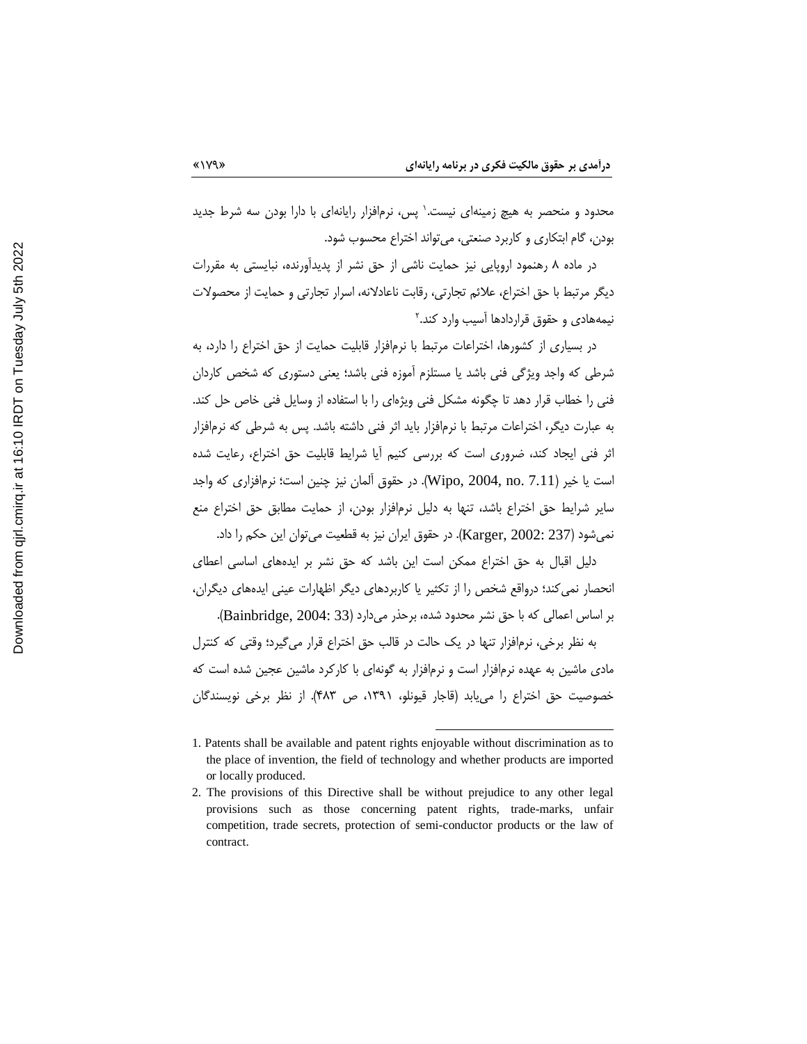محدود و منحصر به هیچ زمینه‌ای نیست.[1] پس، نرم‌افزار رایانه‌ای با دارا بودن سه شرط جدید بودن، گام ابتکاری و کاربرد صنعتی، می‌تواند اختراع محسوب شود.

در ماده ۸ رهنمود اروپایی نیز حمایت ناشی از حق نشر از پدیدآورنده، نبایستی به مقررات دیگر مرتبط با حق اختراع، علائم تجارتی، رقابت ناعادلانه، اسرار تجارتی و حمایت از محصولات نیمه‌هادی و حقوق قراردادها آسیب وارد کند.[2]

در بسیاری از کشورها، اختراعات مرتبط با نرم‌افزار قابلیت حمایت از حق اختراع را دارد، به شرطی که واجد ویژگی فنی باشد یا مستلزم آموزه فنی باشد؛ یعنی دستوری که شخص کاردان فنی را خطاب قرار دهد تا چگونه مشکل فنی ویژه‌ای را با استفاده از وسایل فنی خاص حل کند. به عبارت دیگر، اختراعات مرتبط با نرم‌افزار باید اثر فنی داشته باشد. پس به شرطی که نرم‌افزار اثر فنی ایجاد کند، ضروری است که بررسی کنیم آیا شرایط قابلیت حق اختراع، رعایت شده است یا خیر (Wipo, 2004, no. 7.11). در حقوق آلمان نیز چنین است؛ نرم‌افزاری که واجد سایر شرایط حق اختراع باشد، تنها به دلیل نرم‌افزار بودن، از حمایت مطابق حق اختراع منع نمی‌شود (Karger, 2002: 237). در حقوق ایران نیز به قطعیت می‌توان این حکم را داد.

دلیل اقبال به حق اختراع ممکن است این باشد که حق نشر بر ایده‌های اساسی اعطای انحصار نمی‌کند؛ درواقع شخص را از تکثیر یا کاربردهای دیگر اظهارات عینی ایده‌های دیگران، بر اساس اعمالی که با حق نشر محدود شده، برحذر می‌دارد (Bainbridge, 2004: 33).

به نظر برخی، نرم‌افزار تنها در یک حالت در قالب حق اختراع قرار می‌گیرد؛ وقتی که کنترل مادی ماشین به عهده نرم‌افزار است و نرم‌افزار به گونه‌ای با کارکرد ماشین عجین شده است که خصوصیت حق اختراع را می‌یابد (قاجار قیونلو، ۱۳۹۱، ص ۴۸۳). از نظر برخی نویسندگان

---

1. Patents shall be available and patent rights enjoyable without discrimination as to the place of invention, the field of technology and whether products are imported or locally produced.
2. The provisions of this Directive shall be without prejudice to any other legal provisions such as those concerning patent rights, trade-marks, unfair competition, trade secrets, protection of semi-conductor products or the law of contract.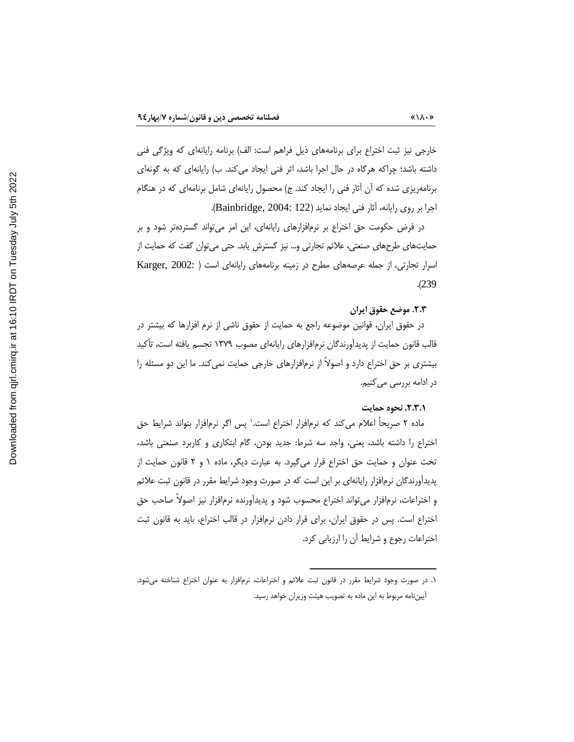خارجی نیز ثبت اختراع برای برنامه‌های ذیل فراهم است: الف) برنامه رایانه‌ای که ویژگی فنی داشته باشد؛ چراکه هرگاه در حال اجرا باشد، اثر فنی ایجاد می‌کند. ب) رایانه‌ای که به گونه‌ای برنامه‌ریزی شده که آن آثار فنی را ایجاد کند. ج) محصول رایانه‌ای شامل برنامه‌ای که در هنگام اجرا بر روی رایانه، آثار فنی ایجاد نماید (Bainbridge, 2004: 122).

در فرض حکومت حق اختراع بر نرم‌افزارهای رایانه‌ای، این امر می‌تواند گسترده‌تر شود و بر حمایت‌های طرح‌های صنعتی، علائم تجارتی و... نیز گسترش یابد. حتی می‌توان گفت که حمایت از اسرار تجارتی، از جمله عرصه‌های مطرح در زمینه برنامه‌های رایانه‌ای است (Karger, 2002: 239).

### ۲.۳. موضع حقوق ایران

در حقوق ایران، قوانین موضوعه راجع به حمایت از حقوق ناشی از نرم افزارها که بیشتر در قالب قانون حمایت از پدیدآورندگان نرم‌افزارهای رایانه‌ای مصوب ۱۳۷۹ تجسم یافته است، تأکید بیشتری بر حق اختراع دارد و اصولاً از نرم‌افزارهای خارجی حمایت نمی‌کند. ما این دو مسئله را در ادامه بررسی می‌کنیم.

#### ۲.۳.۱. نحوه حمایت

ماده ۲ صریحاً اعلام می‌کند که نرم‌افزار اختراع است.[۱] پس اگر نرم‌افزار بتواند شرایط حق اختراع را داشته باشد، یعنی، واجد سه شرط: جدید بودن، گام ابتکاری و کاربرد صنعتی باشد، تحت عنوان و حمایت حق اختراع قرار می‌گیرد. به عبارت دیگر، ماده ۱ و ۲ قانون حمایت از پدیدآورندگان نرم‌افزار رایانه‌ای بر این است که در صورت وجود شرایط مقرر در قانون ثبت علائم و اختراعات، نرم‌افزار می‌تواند اختراع محسوب شود و پدیدآورنده نرم‌افزار نیز اصولاً صاحب حق اختراع است. پس در حقوق ایران، برای قرار دادن نرم‌افزار در قالب اختراع، باید به قانون ثبت اختراعات رجوع و شرایط آن را ارزیابی کرد.

---

۱. در صورت وجود شرایط مقرر در قانون ثبت علائم و اختراعات، نرم‌افزار به عنوان اختراع شناخته می‌شود. آیین‌نامه مربوط به این ماده به تصویب هیئت وزیران خواهد رسید.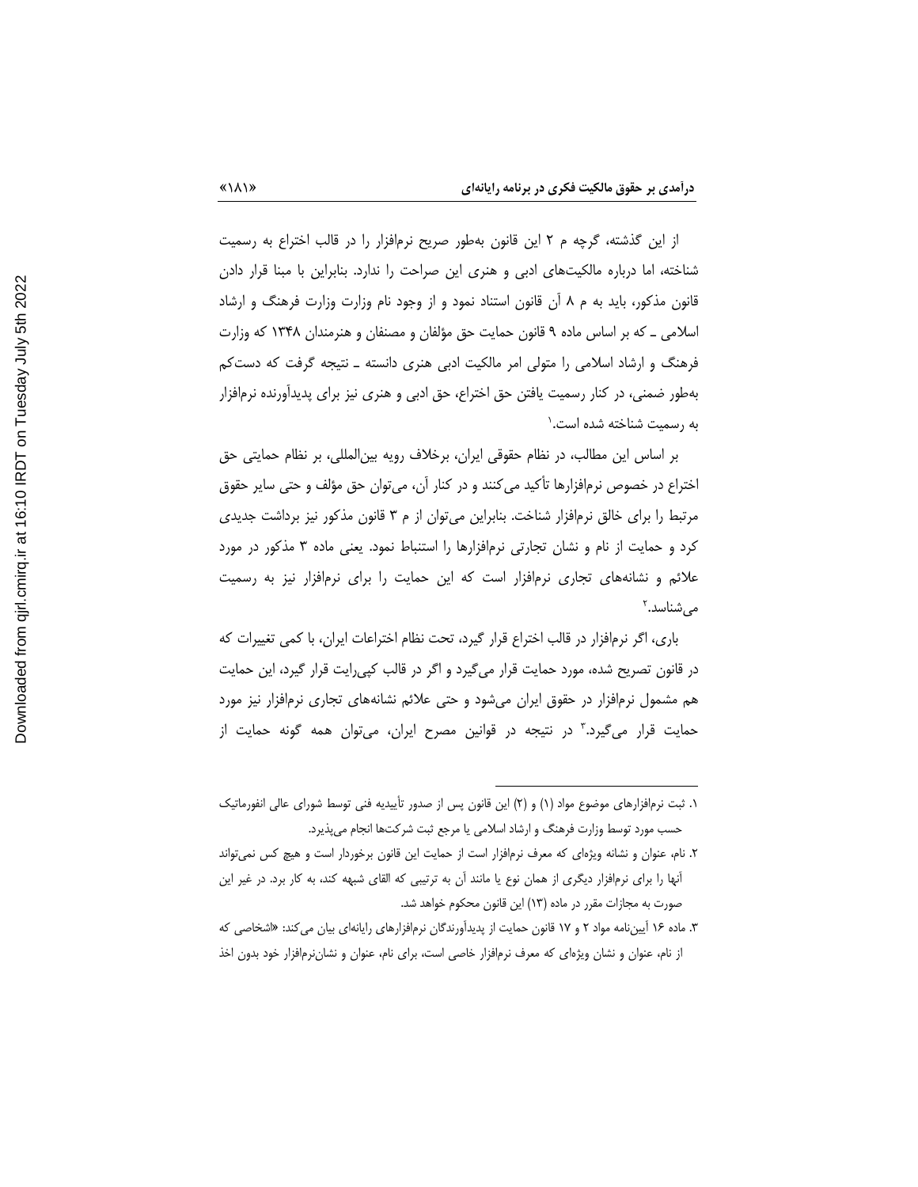از این گذشته، گرچه م ۲ این قانون به‌طور صریح نرم‌افزار را در قالب اختراع به رسمیت شناخته، اما درباره مالکیت‌های ادبی و هنری این صراحت را ندارد. بنابراین با مبنا قرار دادن قانون مذکور، باید به م ۸ آن قانون استناد نمود و از وجود نام وزارت وزارت فرهنگ و ارشاد اسلامی ـ که بر اساس ماده ۹ قانون حمایت حق مؤلفان و مصنفان و هنرمندان ۱۳۴۸ که وزارت فرهنگ و ارشاد اسلامی را متولی امر مالکیت ادبی هنری دانسته ـ نتیجه گرفت که دست‌کم به‌طور ضمنی، در کنار رسمیت یافتن حق اختراع، حق ادبی و هنری نیز برای پدیدآورنده نرم‌افزار به رسمیت شناخته شده است.[1]

بر اساس این مطالب، در نظام حقوقی ایران، برخلاف رویه بین‌المللی، بر نظام حمایتی حق اختراع در خصوص نرم‌افزارها تأکید می‌کنند و در کنار آن، می‌توان حق مؤلف و حتی سایر حقوق مرتبط را برای خالق نرم‌افزار شناخت. بنابراین می‌توان از م ۳ قانون مذکور نیز برداشت جدیدی کرد و حمایت از نام و نشان تجارتی نرم‌افزارها را استنباط نمود. یعنی ماده ۳ مذکور در مورد علائم و نشانه‌های تجاری نرم‌افزار است که این حمایت را برای نرم‌افزار نیز به رسمیت می‌شناسد.[2]

باری، اگر نرم‌افزار در قالب اختراع قرار گیرد، تحت نظام اختراعات ایران، با کمی تغییرات که در قانون تصریح شده، مورد حمایت قرار می‌گیرد و اگر در قالب کپی‌رایت قرار گیرد، این حمایت هم مشمول نرم‌افزار در حقوق ایران می‌شود و حتی علائم نشانه‌های تجاری نرم‌افزار نیز مورد حمایت قرار می‌گیرد.[3] در نتیجه در قوانین مصرح ایران، می‌توان همه گونه حمایت از

---

۱. ثبت نرم‌افزارهای موضوع مواد (۱) و (۲) این قانون پس از صدور تأییدیه فنی توسط شورای عالی انفورماتیک حسب مورد توسط وزارت فرهنگ و ارشاد اسلامی یا مرجع ثبت شرکت‌ها انجام می‌پذیرد.

۲. نام، عنوان و نشانه ویژه‌ای که معرف نرم‌افزار است از حمایت این قانون برخوردار است و هیچ کس نمی‌تواند آنها را برای نرم‌افزار دیگری از همان نوع یا مانند آن به ترتیبی که القای شبهه کند، به کار برد. در غیر این صورت به مجازات مقرر در ماده (۱۳) این قانون محکوم خواهد شد.

۳. ماده ۱۶ آیین‌نامه مواد ۲ و ۱۷ قانون حمایت از پدیدآورندگان نرم‌افزارهای رایانه‌ای بیان می‌کند: «اشخاصی که از نام، عنوان و نشان ویژه‌ای که معرف نرم‌افزار خاصی است، برای نام، عنوان و نشان‌نرم‌افزار خود بدون اخذ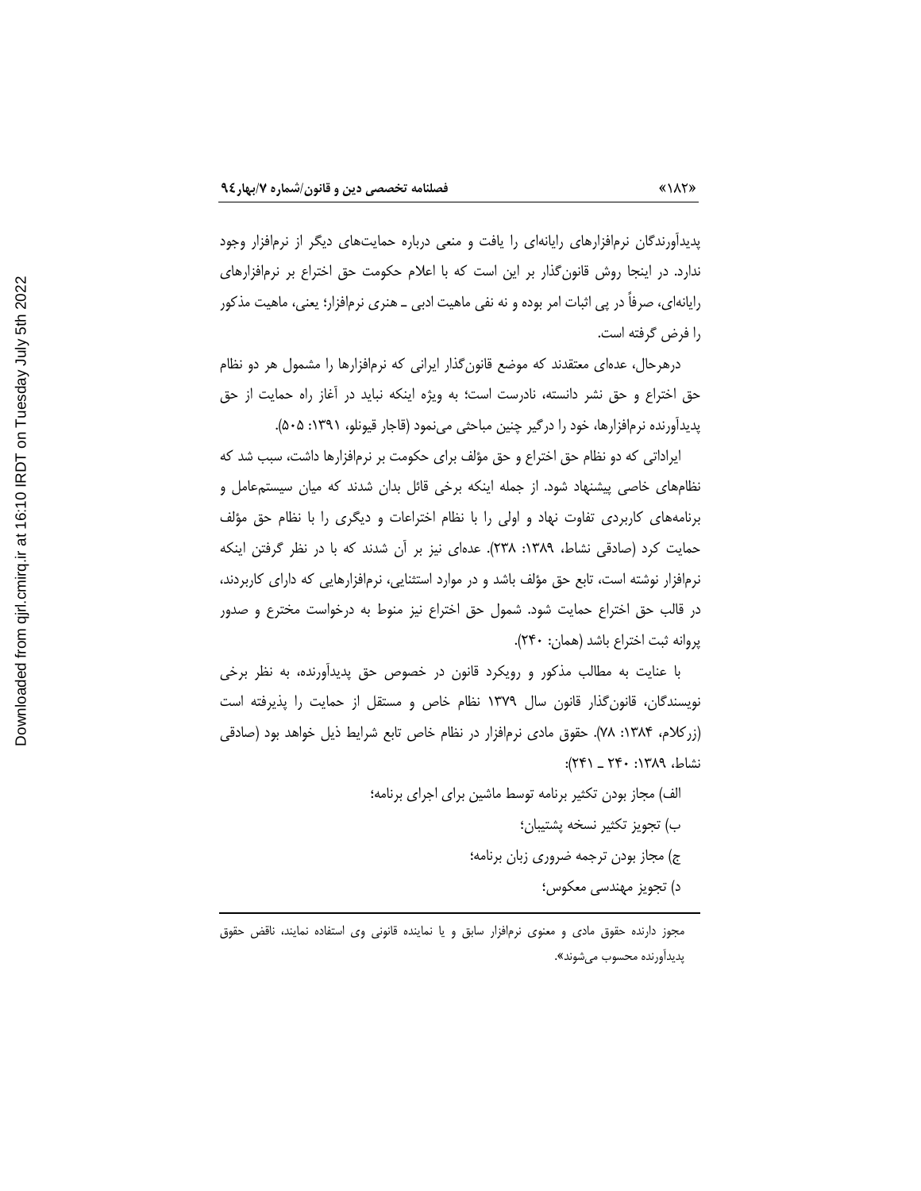پدیدآورندگان نرم‌افزارهای رایانه‌ای را یافت و منعی درباره حمایت‌های دیگر از نرم‌افزار وجود ندارد. در اینجا روش قانون‌گذار بر این است که با اعلام حکومت حق اختراع بر نرم‌افزارهای رایانه‌ای، صرفاً در پی اثبات امر بوده و نه نفی ماهیت ادبی ـ هنری نرم‌افزار؛ یعنی، ماهیت مذکور را فرض گرفته است.

درهرحال، عده‌ای معتقدند که موضع قانون‌گذار ایرانی که نرم‌افزارها را مشمول هر دو نظام حق اختراع و حق نشر دانسته، نادرست است؛ به ویژه اینکه نباید در آغاز راه حمایت از حق پدیدآورنده نرم‌افزارها، خود را درگیر چنین مباحثی می‌نمود (قاجار قیونلو، ۱۳۹۱: ۵۰۵).

ایراداتی که دو نظام حق اختراع و حق مؤلف برای حکومت بر نرم‌افزارها داشت، سبب شد که نظام‌های خاصی پیشنهاد شود. از جمله اینکه برخی قائل بدان شدند که میان سیستم‌عامل و برنامه‌های کاربردی تفاوت نهاد و اولی را با نظام اختراعات و دیگری را با نظام حق مؤلف حمایت کرد (صادقی نشاط، ۱۳۸۹: ۲۳۸). عده‌ای نیز بر آن شدند که با در نظر گرفتن اینکه نرم‌افزار نوشته است، تابع حق مؤلف باشد و در موارد استثنایی، نرم‌افزارهایی که دارای کاربردند، در قالب حق اختراع حمایت شود. شمول حق اختراع نیز منوط به درخواست مخترع و صدور پروانه ثبت اختراع باشد (همان: ۲۴۰).

با عنایت به مطالب مذکور و رویکرد قانون در خصوص حق پدیدآورنده، به نظر برخی نویسندگان، قانون‌گذار قانون سال ۱۳۷۹ نظام خاص و مستقل از حمایت را پذیرفته است (زرکلام، ۱۳۸۴: ۷۸). حقوق مادی نرم‌افزار در نظام خاص تابع شرایط ذیل خواهد بود (صادقی نشاط، ۱۳۸۹: ۲۴۰ ـ ۲۴۱):

الف) مجاز بودن تکثیر برنامه توسط ماشین برای اجرای برنامه؛

ب) تجویز تکثیر نسخه پشتیبان؛

ج) مجاز بودن ترجمه ضروری زبان برنامه؛

د) تجویز مهندسی معکوس؛

---

مجوز دارنده حقوق مادی و معنوی نرم‌افزار سابق و یا نماینده قانونی وی استفاده نمایند، ناقض حقوق پدیدآورنده محسوب می‌شوند».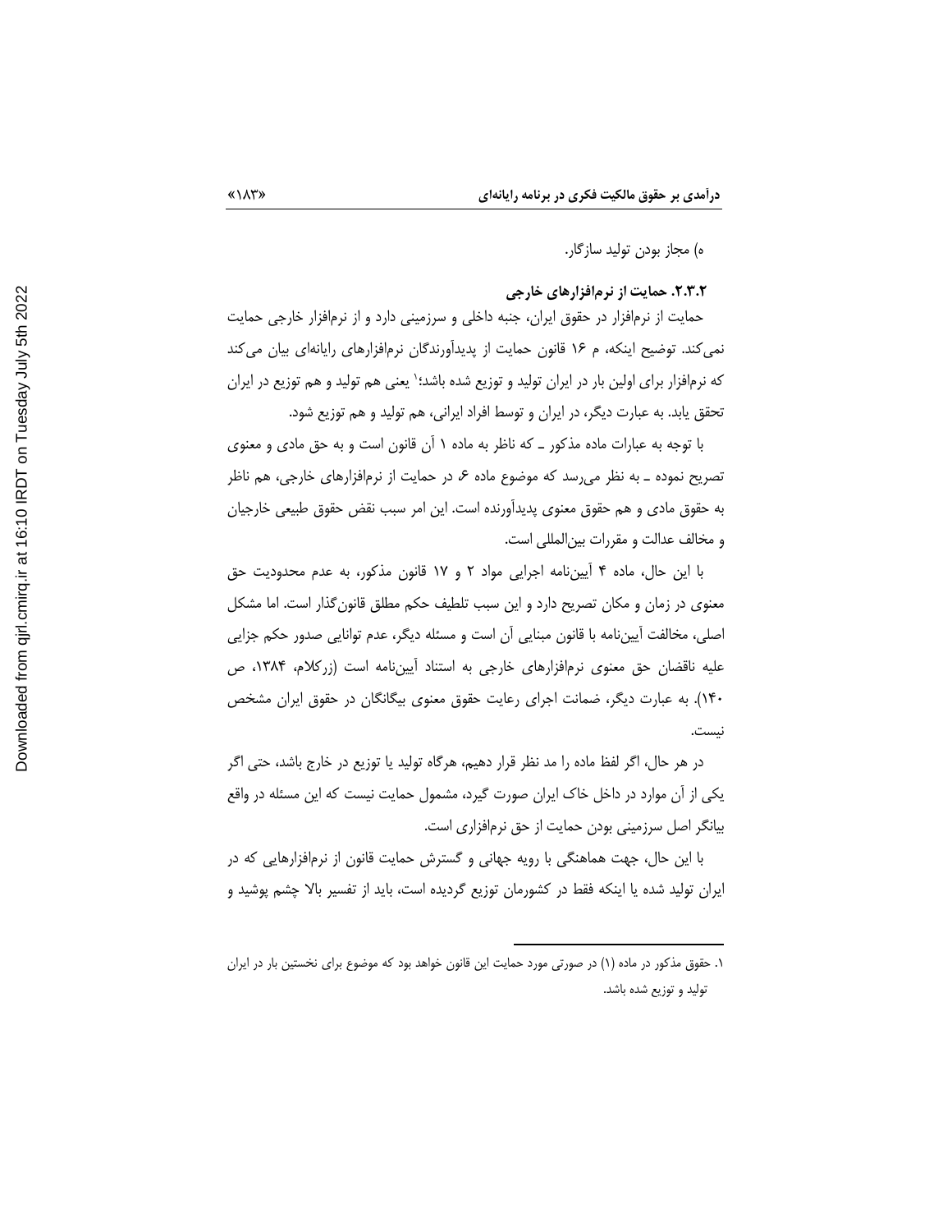ه) مجاز بودن تولید سازگار.

### ۲.۳.۲. حمایت از نرم‌افزارهای خارجی

حمایت از نرم‌افزار در حقوق ایران، جنبه داخلی و سرزمینی دارد و از نرم‌افزار خارجی حمایت نمی‌کند. توضیح اینکه، م ۱۶ قانون حمایت از پدیدآورندگان نرم‌افزارهای رایانه‌ای بیان می‌کند که نرم‌افزار برای اولین بار در ایران تولید و توزیع شده باشد؛[۱] یعنی هم تولید و هم توزیع در ایران تحقق یابد. به عبارت دیگر، در ایران و توسط افراد ایرانی، هم تولید و هم توزیع شود.

با توجه به عبارات ماده مذکور ــ که ناظر به ماده ۱ آن قانون است و به حق مادی و معنوی تصریح نموده ــ به نظر می‌رسد که موضوع ماده ۶ در حمایت از نرم‌افزارهای خارجی، هم ناظر به حقوق مادی و هم حقوق معنوی پدیدآورنده است. این امر سبب نقض حقوق طبیعی خارجیان و مخالف عدالت و مقررات بین‌المللی است.

با این حال، ماده ۴ آیین‌نامه اجرایی مواد ۲ و ۱۷ قانون مذکور، به عدم محدودیت حق معنوی در زمان و مکان تصریح دارد و این سبب تلطیف حکم مطلق قانون‌گذار است. اما مشکل اصلی، مخالفت آیین‌نامه با قانون مبنایی آن است و مسئله دیگر، عدم توانایی صدور حکم جزایی علیه ناقضان حق معنوی نرم‌افزارهای خارجی به استناد آیین‌نامه است (زرکلام، ۱۳۸۴، ص ۱۴۰). به عبارت دیگر، ضمانت اجرای رعایت حقوق معنوی بیگانگان در حقوق ایران مشخص نیست.

در هر حال، اگر لفظ ماده را مد نظر قرار دهیم، هرگاه تولید یا توزیع در خارج باشد، حتی اگر یکی از آن موارد در داخل خاک ایران صورت گیرد، مشمول حمایت نیست که این مسئله در واقع بیانگر اصل سرزمینی بودن حمایت از حق نرم‌افزاری است.

با این حال، جهت هماهنگی با رویه جهانی و گسترش حمایت قانون از نرم‌افزارهایی که در ایران تولید شده یا اینکه فقط در کشورمان توزیع گردیده است، باید از تفسیر بالا چشم پوشید و

---

۱. حقوق مذکور در ماده (۱) در صورتی مورد حمایت این قانون خواهد بود که موضوع برای نخستین بار در ایران تولید و توزیع شده باشد.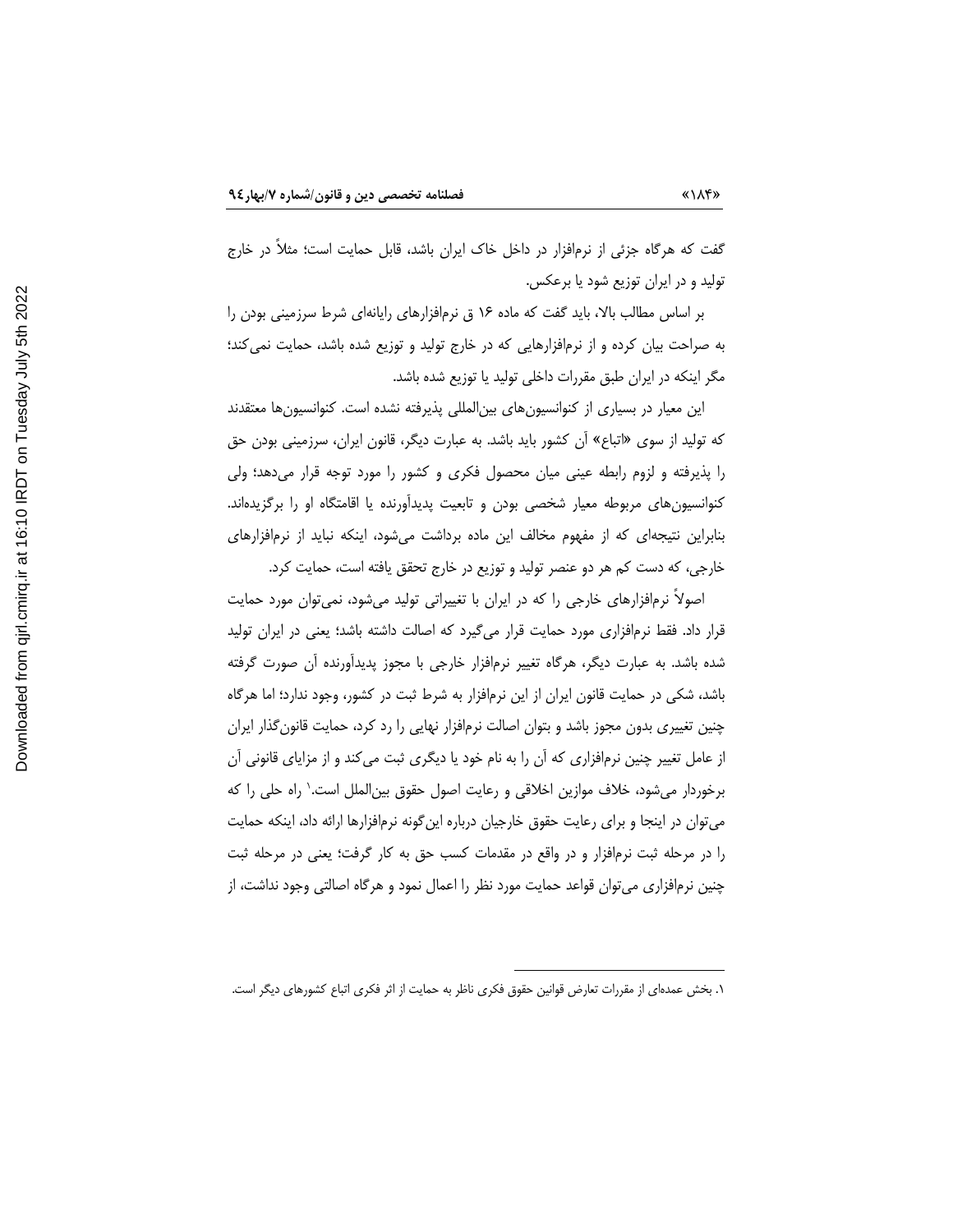گفت که هرگاه جزئی از نرم‌افزار در داخل خاک ایران باشد، قابل حمایت است؛ مثلاً در خارج تولید و در ایران توزیع شود یا برعکس.

بر اساس مطالب بالا، باید گفت که ماده ۱۶ ق نرم‌افزارهای رایانه‌ای شرط سرزمینی بودن را به صراحت بیان کرده و از نرم‌افزارهایی که در خارج تولید و توزیع شده باشد، حمایت نمی‌کند؛ مگر اینکه در ایران طبق مقررات داخلی تولید یا توزیع شده باشد.

این معیار در بسیاری از کنوانسیون‌های بین‌المللی پذیرفته نشده است. کنوانسیون‌ها معتقدند که تولید از سوی «اتباع» آن کشور باید باشد. به عبارت دیگر، قانون ایران، سرزمینی بودن حق را پذیرفته و لزوم رابطه عینی میان محصول فکری و کشور را مورد توجه قرار می‌دهد؛ ولی کنوانسیون‌های مربوطه معیار شخصی بودن و تابعیت پدیدآورنده یا اقامتگاه او را برگزیده‌اند. بنابراین نتیجه‌ای که از مفهوم مخالف این ماده برداشت می‌شود، اینکه نباید از نرم‌افزارهای خارجی، که دست کم هر دو عنصر تولید و توزیع در خارج تحقق یافته است، حمایت کرد.

اصولاً نرم‌افزارهای خارجی را که در ایران با تغییراتی تولید می‌شود، نمی‌توان مورد حمایت قرار داد. فقط نرم‌افزاری مورد حمایت قرار می‌گیرد که اصالت داشته باشد؛ یعنی در ایران تولید شده باشد. به عبارت دیگر، هرگاه تغییر نرم‌افزار خارجی با مجوز پدیدآورنده آن صورت گرفته باشد، شکی در حمایت قانون ایران از این نرم‌افزار به شرط ثبت در کشور، وجود ندارد؛ اما هرگاه چنین تغییری بدون مجوز باشد و بتوان اصالت نرم‌افزار نهایی را رد کرد، حمایت قانون‌گذار ایران از عامل تغییر چنین نرم‌افزاری که آن را به نام خود یا دیگری ثبت می‌کند و از مزایای قانونی آن برخوردار می‌شود، خلاف موازین اخلاقی و رعایت اصول حقوق بین‌الملل است.[1] راه حلی را که می‌توان در اینجا و برای رعایت حقوق خارجیان درباره این‌گونه نرم‌افزارها ارائه داد، اینکه حمایت را در مرحله ثبت نرم‌افزار و در واقع در مقدمات کسب حق به کار گرفت؛ یعنی در مرحله ثبت چنین نرم‌افزاری می‌توان قواعد حمایت مورد نظر را اعمال نمود و هرگاه اصالتی وجود نداشت، از

---

۱. بخش عمده‌ای از مقررات تعارض قوانین حقوق فکری ناظر به حمایت از اثر فکری اتباع کشورهای دیگر است.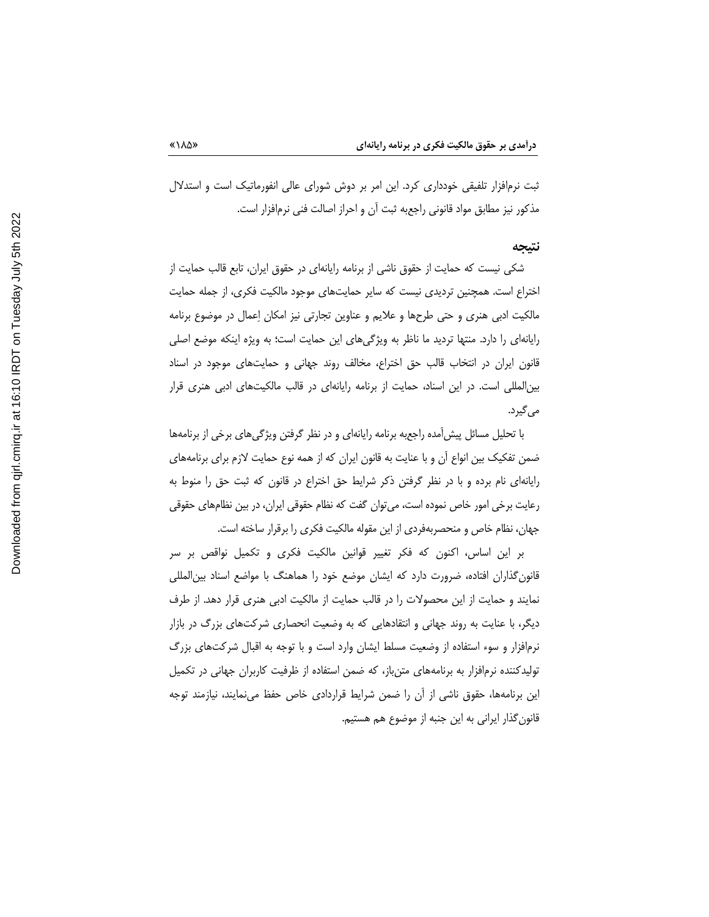ثبت نرم‌افزار تلفیقی خودداری کرد. این امر بر دوش شورای عالی انفورماتیک است و استدلال مذکور نیز مطابق مواد قانونی راجع‌به ثبت آن و احراز اصالت فنی نرم‌افزار است.

## نتیجه

شکی نیست که حمایت از حقوق ناشی از برنامه رایانه‌ای در حقوق ایران، تابع قالب حمایت از اختراع است. همچنین تردیدی نیست که سایر حمایت‌های موجود مالکیت فکری، از جمله حمایت مالکیت ادبی هنری و حتی طرح‌ها و علایم و عناوین تجارتی نیز امکان اِعمال در موضوع برنامه رایانه‌ای را دارد. منتها تردید ما ناظر به ویژگی‌های این حمایت است؛ به ویژه اینکه موضع اصلی قانون ایران در انتخاب قالب حق اختراع، مخالف روند جهانی و حمایت‌های موجود در اسناد بین‌المللی است. در این اسناد، حمایت از برنامه رایانه‌ای در قالب مالکیت‌های ادبی هنری قرار می‌گیرد.

با تحلیل مسائل پیش‌آمده راجع‌به برنامه رایانه‌ای و در نظر گرفتن ویژگی‌های برخی از برنامه‌ها ضمن تفکیک بین انواع آن و با عنایت به قانون ایران که از همه نوع حمایت لازم برای برنامه‌های رایانه‌ای نام برده و با در نظر گرفتن ذکر شرایط حق اختراع در قانون که ثبت حق را منوط به رعایت برخی امور خاص نموده است، می‌توان گفت که نظام حقوقی ایران، در بین نظام‌های حقوقی جهان، نظام خاص و منحصربه‌فردی از این مقوله مالکیت فکری را برقرار ساخته است.

بر این اساس، اکنون که فکر تغییر قوانین مالکیت فکری و تکمیل نواقص بر سر قانون‌گذاران افتاده، ضرورت دارد که ایشان موضع خود را هماهنگ با مواضع اسناد بین‌المللی نمایند و حمایت از این محصولات را در قالب حمایت از مالکیت ادبی هنری قرار دهد. از طرف دیگر، با عنایت به روند جهانی و انتقادهایی که به وضعیت انحصاری شرکت‌های بزرگ در بازار نرم‌افزار و سوء استفاده از وضعیت مسلط ایشان وارد است و با توجه به اقبال شرکت‌های بزرگ تولیدکننده نرم‌افزار به برنامه‌های متن‌باز، که ضمن استفاده از ظرفیت کاربران جهانی در تکمیل این برنامه‌ها، حقوق ناشی از آن را ضمن شرایط قراردادی خاص حفظ می‌نمایند، نیازمند توجه قانون‌گذار ایرانی به این جنبه از موضوع هم هستیم.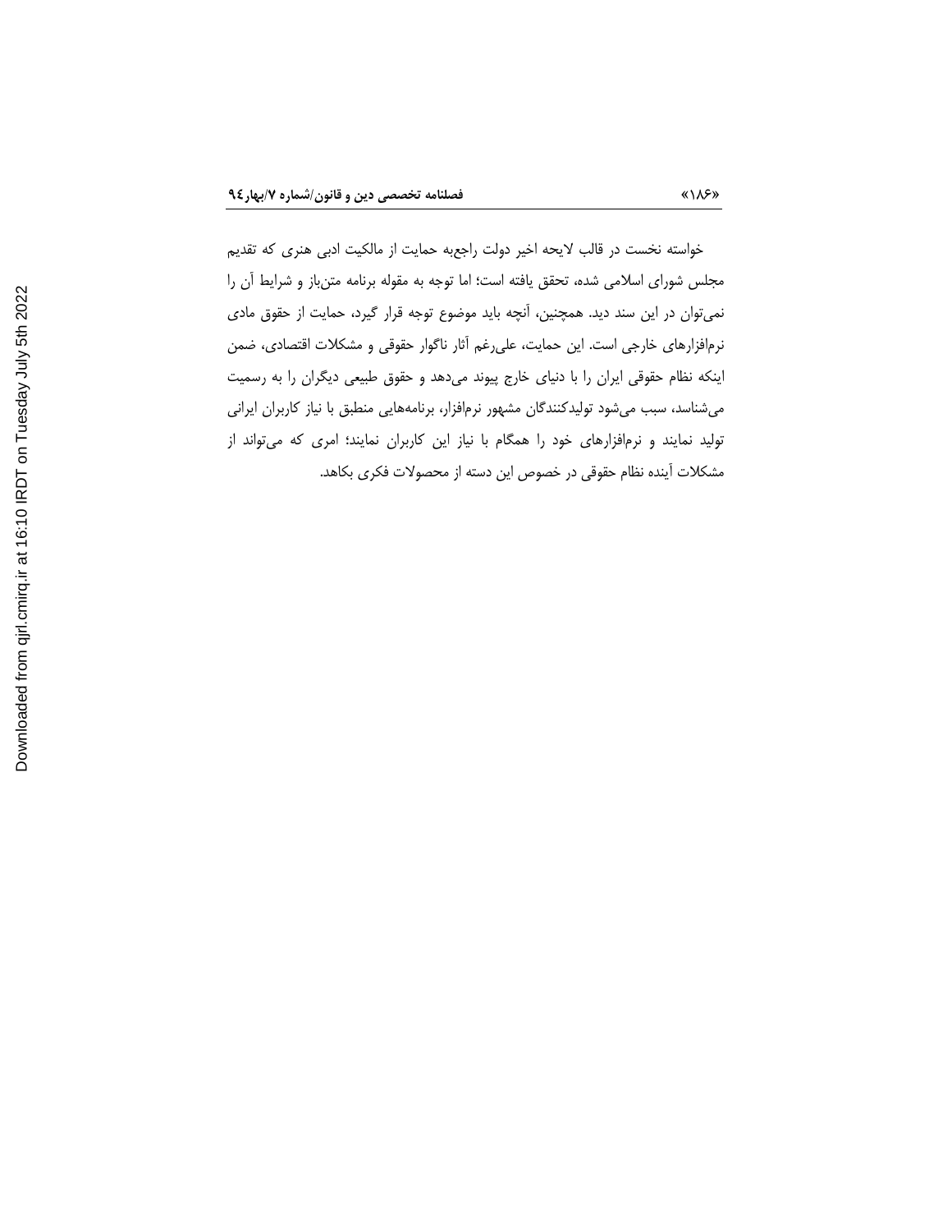خواسته نخست در قالب لایحه اخیر دولت راجع‌به حمایت از مالکیت ادبی هنری که تقدیم مجلس شورای اسلامی شده، تحقق یافته است؛ اما توجه به مقوله برنامه متن‌باز و شرایط آن را نمی‌توان در این سند دید. همچنین، آنچه باید موضوع توجه قرار گیرد، حمایت از حقوق مادی نرم‌افزارهای خارجی است. این حمایت، علی‌رغم آثار ناگوار حقوقی و مشکلات اقتصادی، ضمن اینکه نظام حقوقی ایران را با دنیای خارج پیوند می‌دهد و حقوق طبیعی دیگران را به رسمیت می‌شناسد، سبب می‌شود تولیدکنندگان مشهور نرم‌افزار، برنامه‌هایی منطبق با نیاز کاربران ایرانی تولید نمایند و نرم‌افزارهای خود را همگام با نیاز این کاربران نمایند؛ امری که می‌تواند از مشکلات آینده نظام حقوقی در خصوص این دسته از محصولات فکری بکاهد.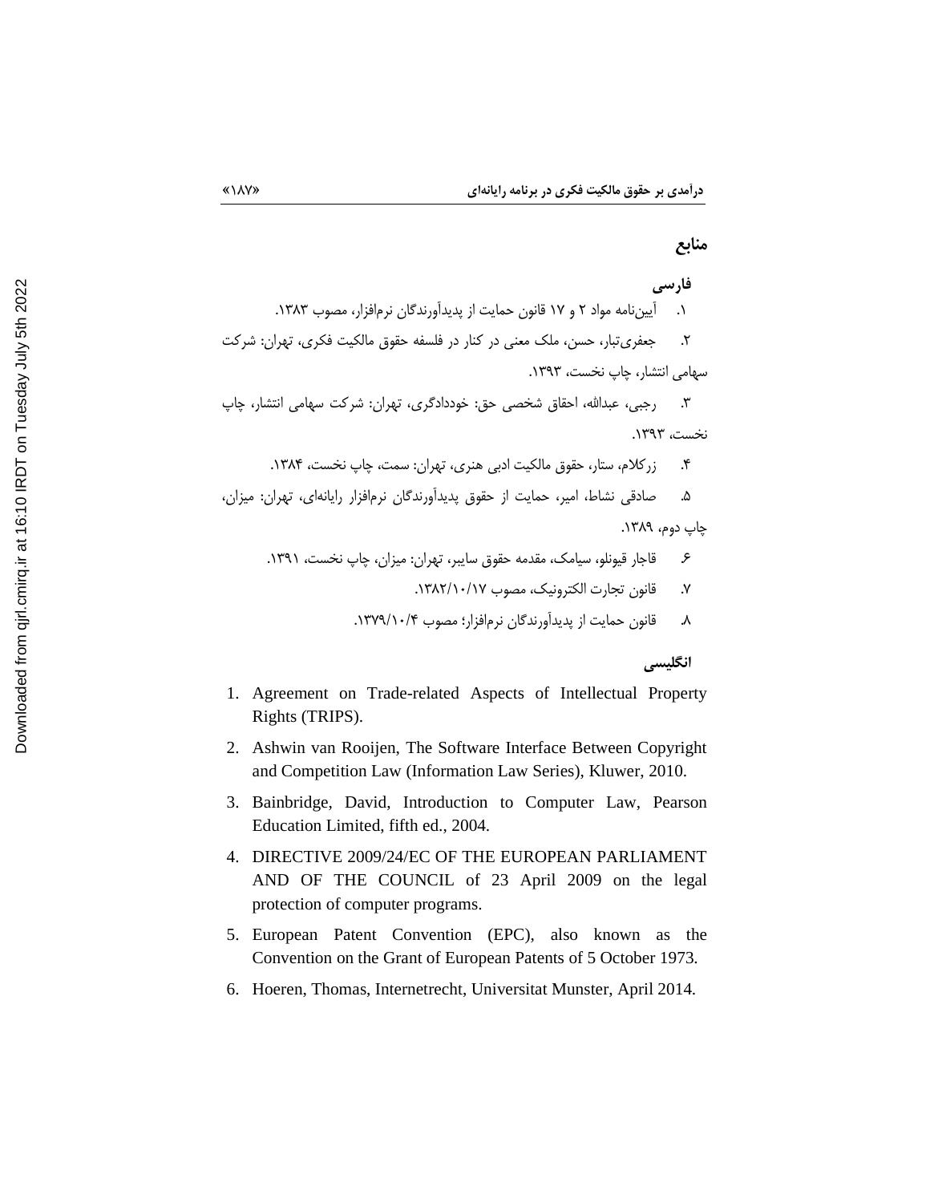## منابع

### فارسی

۱. آیین‌نامه مواد ۲ و ۱۷ قانون حمایت از پدیدآورندگان نرم‌افزار، مصوب ۱۳۸۳.

۲. جعفری‌تبار، حسن، ملک معنی در کنار در فلسفه حقوق مالکیت فکری، تهران: شرکت سهامی انتشار، چاپ نخست، ۱۳۹۳.

۳. رجبی، عبدالله، احقاق شخصی حق: خوددادگری، تهران: شرکت سهامی انتشار، چاپ نخست، ۱۳۹۳.

۴. زرکلام، ستار، حقوق مالکیت ادبی هنری، تهران: سمت، چاپ نخست، ۱۳۸۴.

۵. صادقی نشاط، امیر، حمایت از حقوق پدیدآورندگان نرم‌افزار رایانه‌ای، تهران: میزان، چاپ دوم، ۱۳۸۹.

۶. قاجار قیونلو، سیامک، مقدمه حقوق سایبر، تهران: میزان، چاپ نخست، ۱۳۹۱.

۷. قانون تجارت الکترونیک، مصوب ۱۳۸۲/۱۰/۱۷.

۸. قانون حمایت از پدیدآورندگان نرم‌افزار؛ مصوب ۱۳۷۹/۱۰/۴.

### انگلیسی

1. Agreement on Trade-related Aspects of Intellectual Property Rights (TRIPS).
2. Ashwin van Rooijen, The Software Interface Between Copyright and Competition Law (Information Law Series), Kluwer, 2010.
3. Bainbridge, David, Introduction to Computer Law, Pearson Education Limited, fifth ed., 2004.
4. DIRECTIVE 2009/24/EC OF THE EUROPEAN PARLIAMENT AND OF THE COUNCIL of 23 April 2009 on the legal protection of computer programs.
5. European Patent Convention (EPC), also known as the Convention on the Grant of European Patents of 5 October 1973.
6. Hoeren, Thomas, Internetrecht, Universitat Munster, April 2014.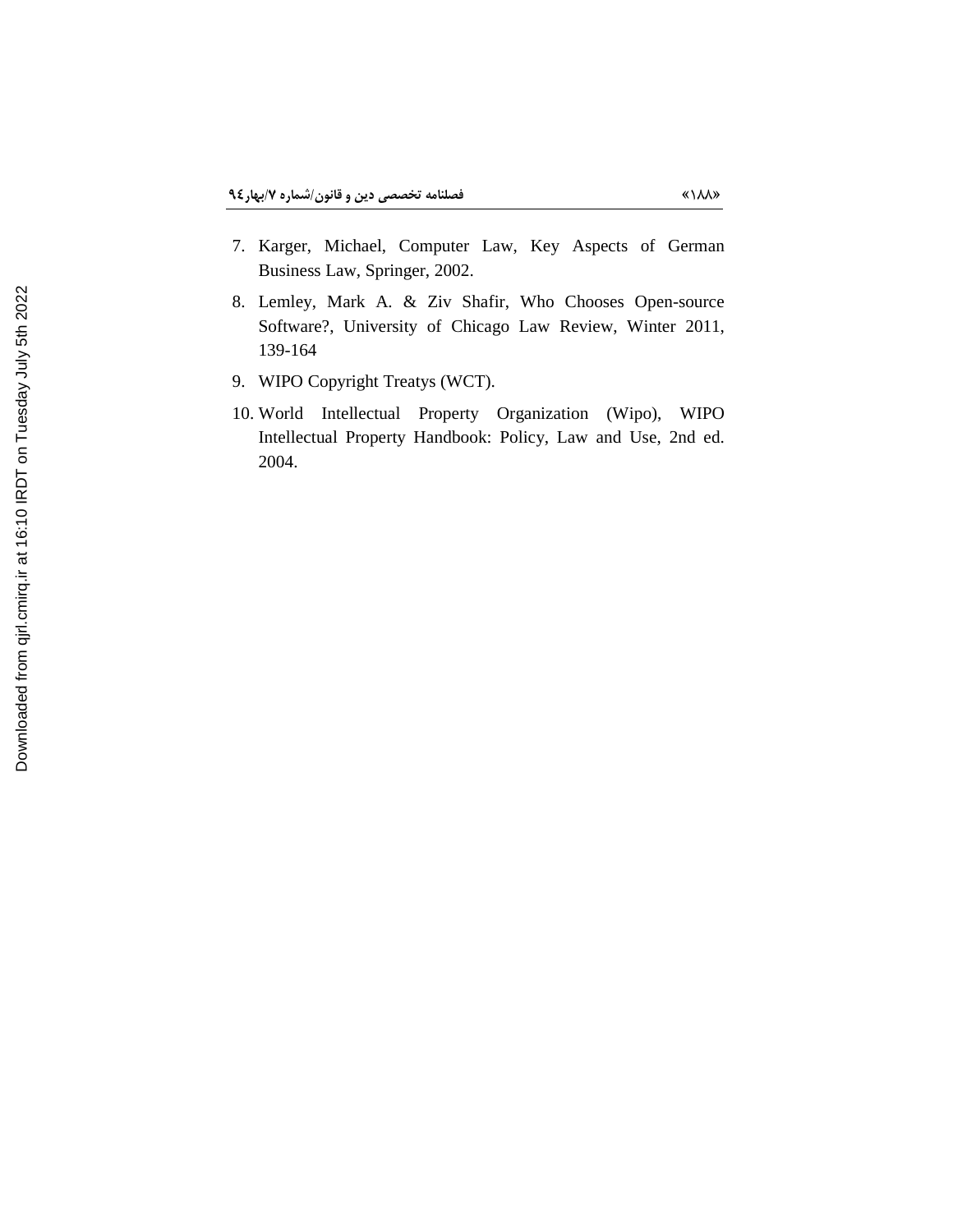7. Karger, Michael, Computer Law, Key Aspects of German Business Law, Springer, 2002.
8. Lemley, Mark A. & Ziv Shafir, Who Chooses Open-source Software?, University of Chicago Law Review, Winter 2011, 139-164
9. WIPO Copyright Treatys (WCT).
10. World Intellectual Property Organization (Wipo), WIPO Intellectual Property Handbook: Policy, Law and Use, 2nd ed. 2004.